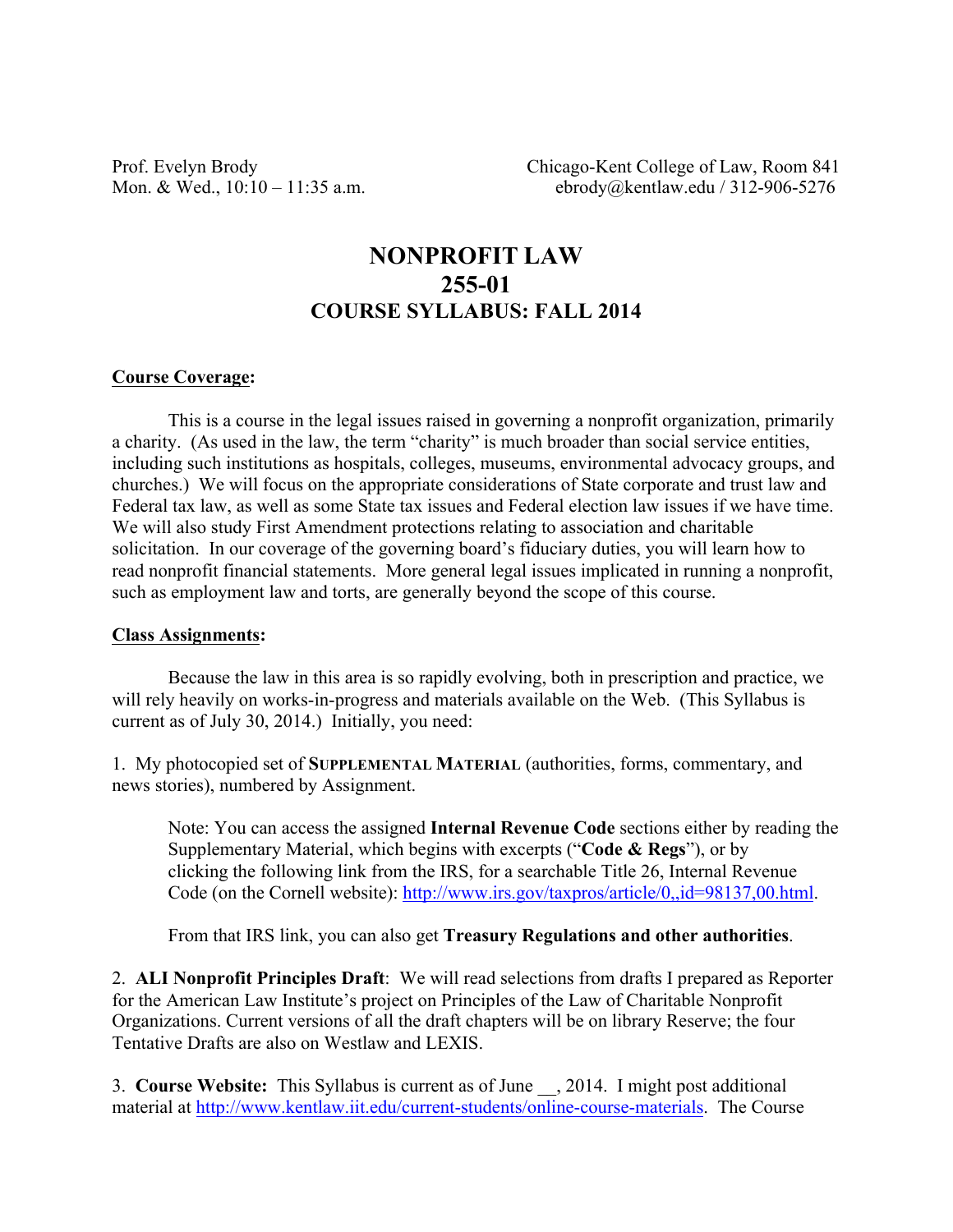Prof. Evelyn Brody
Mon. & Wed., 10:10 – 11:35 a.m.

Chicago-Kent College of Law, Room 841
ebrody@kentlaw.edu / 312-906-5276

# NONPROFIT LAW
# 255-01
## COURSE SYLLABUS: FALL 2014

**Course Coverage:**

This is a course in the legal issues raised in governing a nonprofit organization, primarily a charity. (As used in the law, the term "charity" is much broader than social service entities, including such institutions as hospitals, colleges, museums, environmental advocacy groups, and churches.) We will focus on the appropriate considerations of State corporate and trust law and Federal tax law, as well as some State tax issues and Federal election law issues if we have time. We will also study First Amendment protections relating to association and charitable solicitation. In our coverage of the governing board's fiduciary duties, you will learn how to read nonprofit financial statements. More general legal issues implicated in running a nonprofit, such as employment law and torts, are generally beyond the scope of this course.

**Class Assignments:**

Because the law in this area is so rapidly evolving, both in prescription and practice, we will rely heavily on works-in-progress and materials available on the Web. (This Syllabus is current as of July 30, 2014.) Initially, you need:

1. My photocopied set of **SUPPLEMENTAL MATERIAL** (authorities, forms, commentary, and news stories), numbered by Assignment.

> Note: You can access the assigned **Internal Revenue Code** sections either by reading the Supplementary Material, which begins with excerpts ("**Code & Regs**"), or by clicking the following link from the IRS, for a searchable Title 26, Internal Revenue Code (on the Cornell website): http://www.irs.gov/taxpros/article/0,,id=98137,00.html.
>
> From that IRS link, you can also get **Treasury Regulations and other authorities**.

2. **ALI Nonprofit Principles Draft**: We will read selections from drafts I prepared as Reporter for the American Law Institute's project on Principles of the Law of Charitable Nonprofit Organizations. Current versions of all the draft chapters will be on library Reserve; the four Tentative Drafts are also on Westlaw and LEXIS.

3. **Course Website:** This Syllabus is current as of June __, 2014. I might post additional material at http://www.kentlaw.iit.edu/current-students/online-course-materials. The Course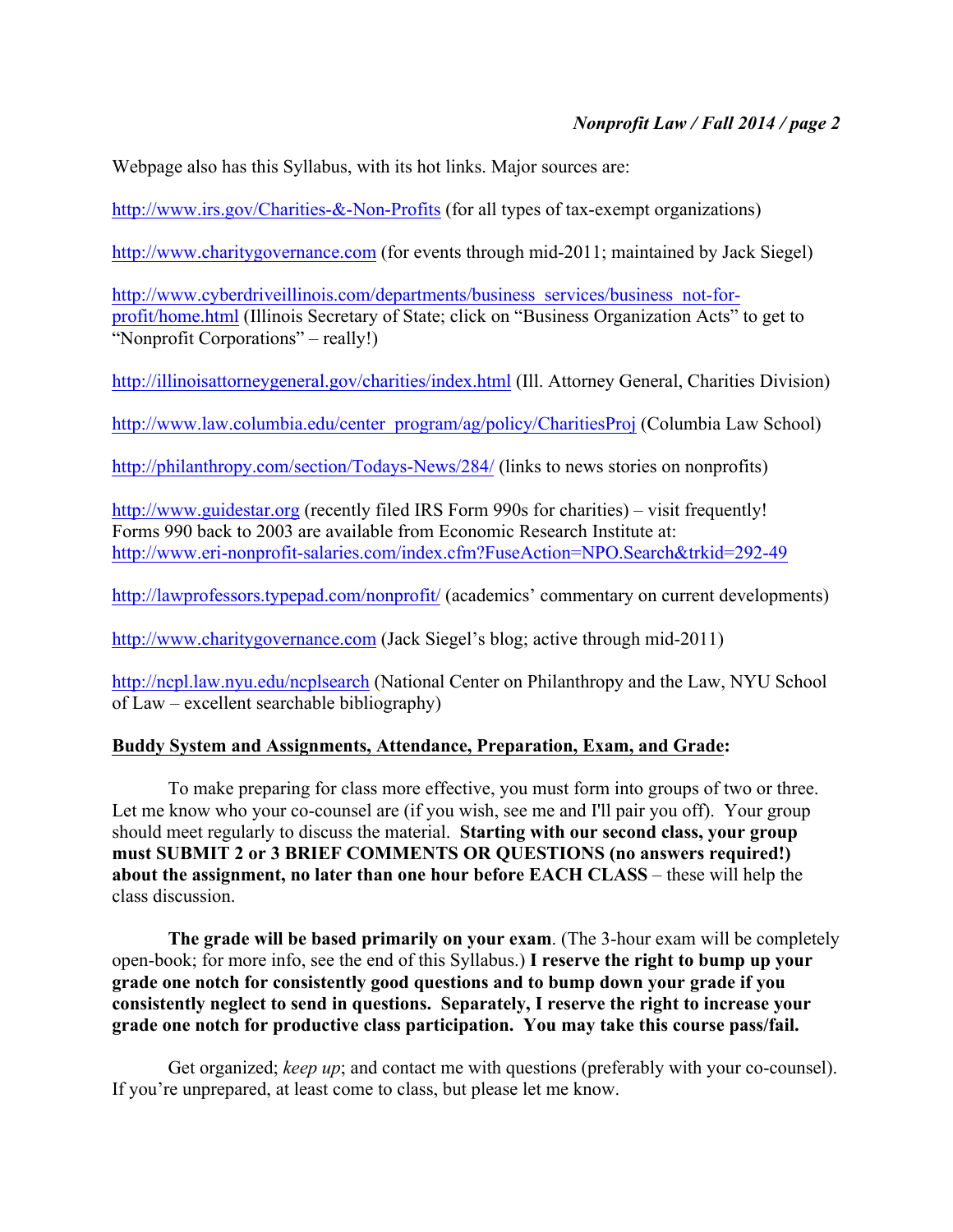Webpage also has this Syllabus, with its hot links. Major sources are:

http://www.irs.gov/Charities-&-Non-Profits (for all types of tax-exempt organizations)

http://www.charitygovernance.com (for events through mid-2011; maintained by Jack Siegel)

http://www.cyberdriveillinois.com/departments/business_services/business_not-for-profit/home.html (Illinois Secretary of State; click on "Business Organization Acts" to get to "Nonprofit Corporations" – really!)

http://illinoisattorneygeneral.gov/charities/index.html (Ill. Attorney General, Charities Division)

http://www.law.columbia.edu/center_program/ag/policy/CharitiesProj (Columbia Law School)

http://philanthropy.com/section/Todays-News/284/ (links to news stories on nonprofits)

http://www.guidestar.org (recently filed IRS Form 990s for charities) – visit frequently!
Forms 990 back to 2003 are available from Economic Research Institute at:
http://www.eri-nonprofit-salaries.com/index.cfm?FuseAction=NPO.Search&trkid=292-49

http://lawprofessors.typepad.com/nonprofit/ (academics' commentary on current developments)

http://www.charitygovernance.com (Jack Siegel's blog; active through mid-2011)

http://ncpl.law.nyu.edu/ncplsearch (National Center on Philanthropy and the Law, NYU School of Law – excellent searchable bibliography)

**Buddy System and Assignments, Attendance, Preparation, Exam, and Grade:**

To make preparing for class more effective, you must form into groups of two or three. Let me know who your co-counsel are (if you wish, see me and I'll pair you off). Your group should meet regularly to discuss the material. **Starting with our second class, your group must SUBMIT 2 or 3 BRIEF COMMENTS OR QUESTIONS (no answers required!) about the assignment, no later than one hour before EACH CLASS** – these will help the class discussion.

**The grade will be based primarily on your exam**. (The 3-hour exam will be completely open-book; for more info, see the end of this Syllabus.) **I reserve the right to bump up your grade one notch for consistently good questions and to bump down your grade if you consistently neglect to send in questions. Separately, I reserve the right to increase your grade one notch for productive class participation. You may take this course pass/fail.**

Get organized; *keep up*; and contact me with questions (preferably with your co-counsel). If you're unprepared, at least come to class, but please let me know.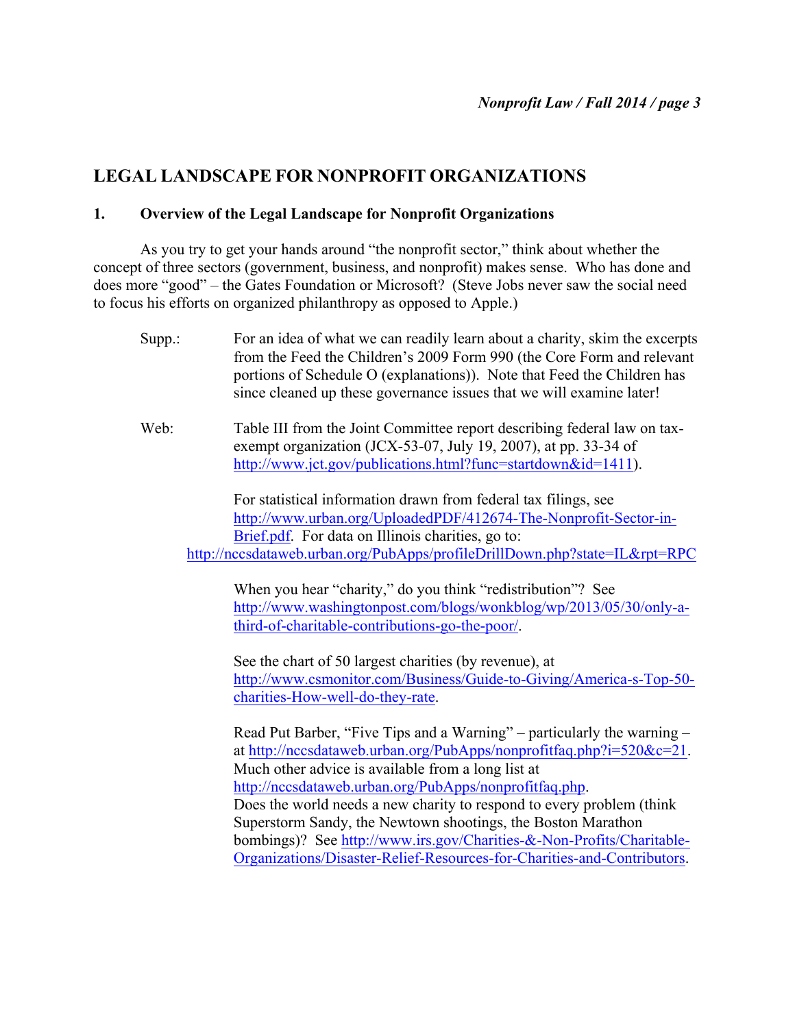# LEGAL LANDSCAPE FOR NONPROFIT ORGANIZATIONS

## 1. Overview of the Legal Landscape for Nonprofit Organizations

As you try to get your hands around "the nonprofit sector," think about whether the concept of three sectors (government, business, and nonprofit) makes sense. Who has done and does more "good" – the Gates Foundation or Microsoft? (Steve Jobs never saw the social need to focus his efforts on organized philanthropy as opposed to Apple.)

Supp.: For an idea of what we can readily learn about a charity, skim the excerpts from the Feed the Children's 2009 Form 990 (the Core Form and relevant portions of Schedule O (explanations)). Note that Feed the Children has since cleaned up these governance issues that we will examine later!

Web: Table III from the Joint Committee report describing federal law on tax-exempt organization (JCX-53-07, July 19, 2007), at pp. 33-34 of http://www.jct.gov/publications.html?func=startdown&id=1411).

For statistical information drawn from federal tax filings, see http://www.urban.org/UploadedPDF/412674-The-Nonprofit-Sector-in-Brief.pdf. For data on Illinois charities, go to: http://nccsdataweb.urban.org/PubApps/profileDrillDown.php?state=IL&rpt=RPC

When you hear "charity," do you think "redistribution"? See http://www.washingtonpost.com/blogs/wonkblog/wp/2013/05/30/only-a-third-of-charitable-contributions-go-the-poor/.

See the chart of 50 largest charities (by revenue), at http://www.csmonitor.com/Business/Guide-to-Giving/America-s-Top-50-charities-How-well-do-they-rate.

Read Put Barber, "Five Tips and a Warning" – particularly the warning – at http://nccsdataweb.urban.org/PubApps/nonprofitfaq.php?i=520&c=21. Much other advice is available from a long list at http://nccsdataweb.urban.org/PubApps/nonprofitfaq.php.
Does the world needs a new charity to respond to every problem (think Superstorm Sandy, the Newtown shootings, the Boston Marathon bombings)? See http://www.irs.gov/Charities-&-Non-Profits/Charitable-Organizations/Disaster-Relief-Resources-for-Charities-and-Contributors.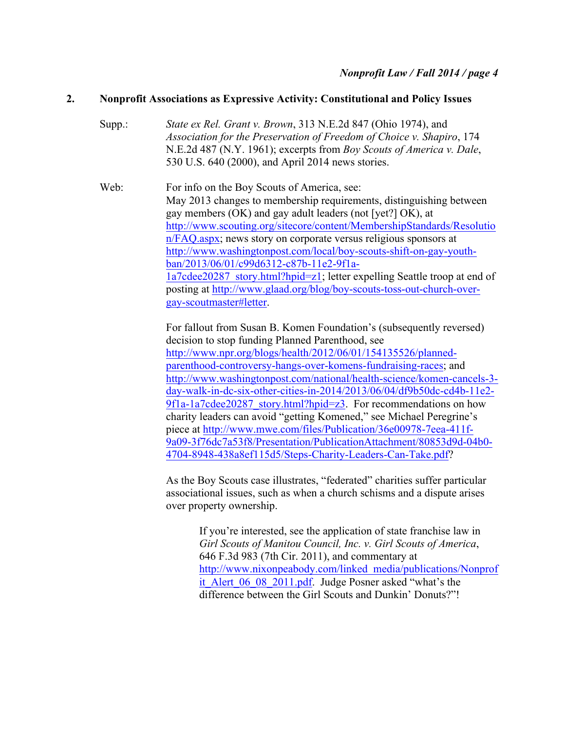## 2. Nonprofit Associations as Expressive Activity: Constitutional and Policy Issues

Supp.: *State ex Rel. Grant v. Brown*, 313 N.E.2d 847 (Ohio 1974), and *Association for the Preservation of Freedom of Choice v. Shapiro*, 174 N.E.2d 487 (N.Y. 1961); excerpts from *Boy Scouts of America v. Dale*, 530 U.S. 640 (2000), and April 2014 news stories.

Web: For info on the Boy Scouts of America, see:
May 2013 changes to membership requirements, distinguishing between gay members (OK) and gay adult leaders (not [yet?] OK), at http://www.scouting.org/sitecore/content/MembershipStandards/Resolution/FAQ.aspx; news story on corporate versus religious sponsors at http://www.washingtonpost.com/local/boy-scouts-shift-on-gay-youth-ban/2013/06/01/c99d6312-c87b-11e2-9f1a-1a7cdee20287_story.html?hpid=z1; letter expelling Seattle troop at end of posting at http://www.glaad.org/blog/boy-scouts-toss-out-church-over-gay-scoutmaster#letter.

For fallout from Susan B. Komen Foundation's (subsequently reversed) decision to stop funding Planned Parenthood, see http://www.npr.org/blogs/health/2012/06/01/154135526/planned-parenthood-controversy-hangs-over-komens-fundraising-races; and http://www.washingtonpost.com/national/health-science/komen-cancels-3-day-walk-in-dc-six-other-cities-in-2014/2013/06/04/df9b50dc-cd4b-11e2-9f1a-1a7cdee20287_story.html?hpid=z3. For recommendations on how charity leaders can avoid "getting Komened," see Michael Peregrine's piece at http://www.mwe.com/files/Publication/36e00978-7eea-411f-9a09-3f76dc7a53f8/Presentation/PublicationAttachment/80853d9d-04b0-4704-8948-438a8ef115d5/Steps-Charity-Leaders-Can-Take.pdf?

As the Boy Scouts case illustrates, "federated" charities suffer particular associational issues, such as when a church schisms and a dispute arises over property ownership.

> If you're interested, see the application of state franchise law in *Girl Scouts of Manitou Council, Inc. v. Girl Scouts of America*, 646 F.3d 983 (7th Cir. 2011), and commentary at http://www.nixonpeabody.com/linked_media/publications/Nonprofit_Alert_06_08_2011.pdf. Judge Posner asked "what's the difference between the Girl Scouts and Dunkin' Donuts?"!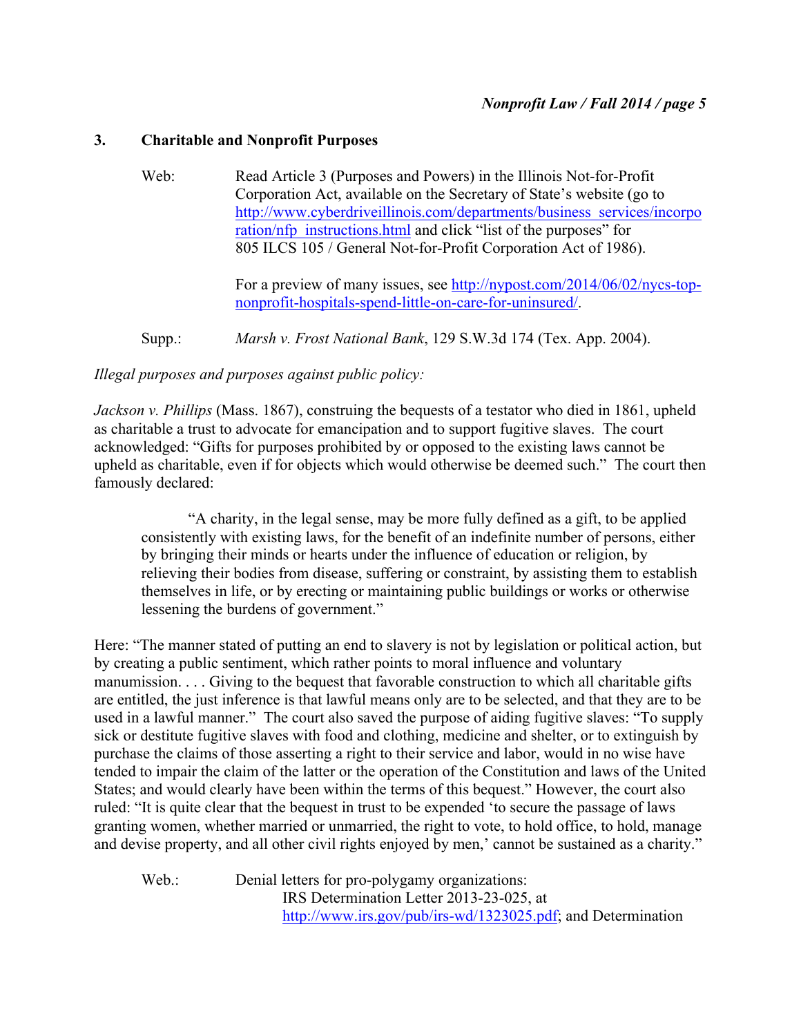### 3. Charitable and Nonprofit Purposes

Web: Read Article 3 (Purposes and Powers) in the Illinois Not-for-Profit Corporation Act, available on the Secretary of State's website (go to http://www.cyberdriveillinois.com/departments/business_services/incorporation/nfp_instructions.html and click "list of the purposes" for 805 ILCS 105 / General Not-for-Profit Corporation Act of 1986).

For a preview of many issues, see http://nypost.com/2014/06/02/nycs-top-nonprofit-hospitals-spend-little-on-care-for-uninsured/.

Supp.: *Marsh v. Frost National Bank*, 129 S.W.3d 174 (Tex. App. 2004).

*Illegal purposes and purposes against public policy:*

*Jackson v. Phillips* (Mass. 1867), construing the bequests of a testator who died in 1861, upheld as charitable a trust to advocate for emancipation and to support fugitive slaves. The court acknowledged: "Gifts for purposes prohibited by or opposed to the existing laws cannot be upheld as charitable, even if for objects which would otherwise be deemed such." The court then famously declared:

> "A charity, in the legal sense, may be more fully defined as a gift, to be applied consistently with existing laws, for the benefit of an indefinite number of persons, either by bringing their minds or hearts under the influence of education or religion, by relieving their bodies from disease, suffering or constraint, by assisting them to establish themselves in life, or by erecting or maintaining public buildings or works or otherwise lessening the burdens of government."

Here: "The manner stated of putting an end to slavery is not by legislation or political action, but by creating a public sentiment, which rather points to moral influence and voluntary manumission. . . . Giving to the bequest that favorable construction to which all charitable gifts are entitled, the just inference is that lawful means only are to be selected, and that they are to be used in a lawful manner." The court also saved the purpose of aiding fugitive slaves: "To supply sick or destitute fugitive slaves with food and clothing, medicine and shelter, or to extinguish by purchase the claims of those asserting a right to their service and labor, would in no wise have tended to impair the claim of the latter or the operation of the Constitution and laws of the United States; and would clearly have been within the terms of this bequest." However, the court also ruled: "It is quite clear that the bequest in trust to be expended 'to secure the passage of laws granting women, whether married or unmarried, the right to vote, to hold office, to hold, manage and devise property, and all other civil rights enjoyed by men,' cannot be sustained as a charity."

Web.: Denial letters for pro-polygamy organizations:
IRS Determination Letter 2013-23-025, at http://www.irs.gov/pub/irs-wd/1323025.pdf; and Determination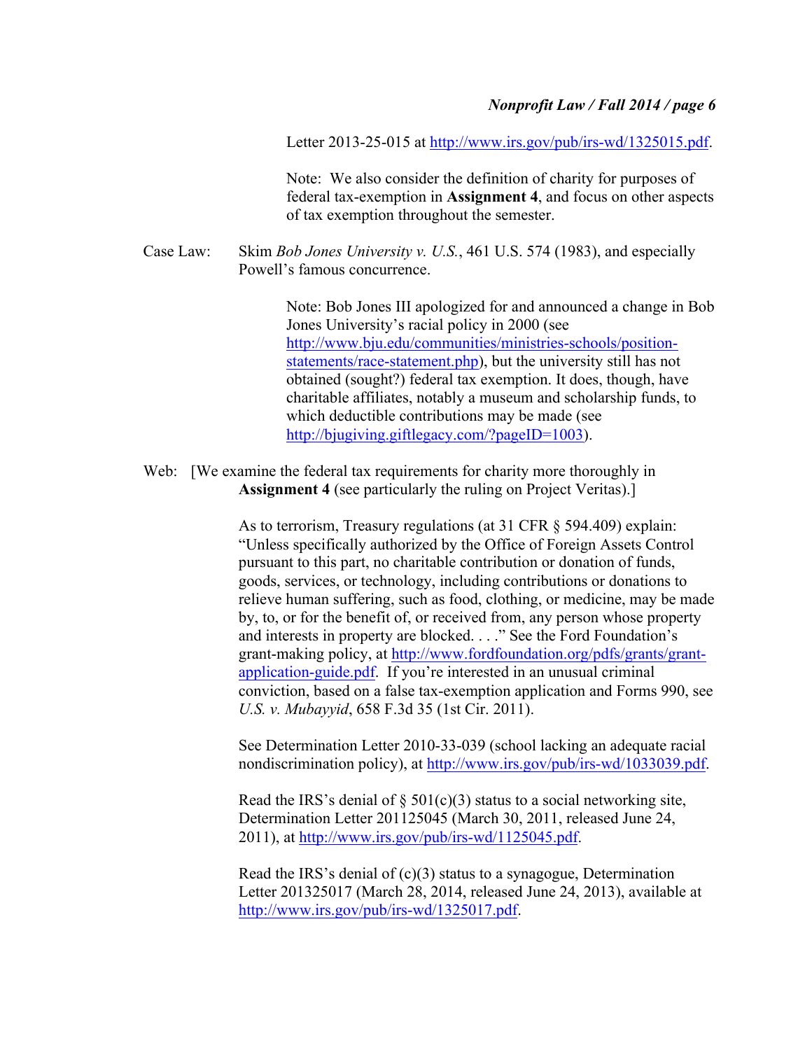Letter 2013-25-015 at http://www.irs.gov/pub/irs-wd/1325015.pdf.

Note: We also consider the definition of charity for purposes of federal tax-exemption in **Assignment 4**, and focus on other aspects of tax exemption throughout the semester.

Case Law: Skim *Bob Jones University v. U.S.*, 461 U.S. 574 (1983), and especially Powell's famous concurrence.

Note: Bob Jones III apologized for and announced a change in Bob Jones University's racial policy in 2000 (see http://www.bju.edu/communities/ministries-schools/position-statements/race-statement.php), but the university still has not obtained (sought?) federal tax exemption. It does, though, have charitable affiliates, notably a museum and scholarship funds, to which deductible contributions may be made (see http://bjugiving.giftlegacy.com/?pageID=1003).

Web: [We examine the federal tax requirements for charity more thoroughly in **Assignment 4** (see particularly the ruling on Project Veritas).]

As to terrorism, Treasury regulations (at 31 CFR § 594.409) explain: "Unless specifically authorized by the Office of Foreign Assets Control pursuant to this part, no charitable contribution or donation of funds, goods, services, or technology, including contributions or donations to relieve human suffering, such as food, clothing, or medicine, may be made by, to, or for the benefit of, or received from, any person whose property and interests in property are blocked. . . ." See the Ford Foundation's grant-making policy, at http://www.fordfoundation.org/pdfs/grants/grant-application-guide.pdf. If you're interested in an unusual criminal conviction, based on a false tax-exemption application and Forms 990, see *U.S. v. Mubayyid*, 658 F.3d 35 (1st Cir. 2011).

See Determination Letter 2010-33-039 (school lacking an adequate racial nondiscrimination policy), at http://www.irs.gov/pub/irs-wd/1033039.pdf.

Read the IRS's denial of § 501(c)(3) status to a social networking site, Determination Letter 201125045 (March 30, 2011, released June 24, 2011), at http://www.irs.gov/pub/irs-wd/1125045.pdf.

Read the IRS's denial of (c)(3) status to a synagogue, Determination Letter 201325017 (March 28, 2014, released June 24, 2013), available at http://www.irs.gov/pub/irs-wd/1325017.pdf.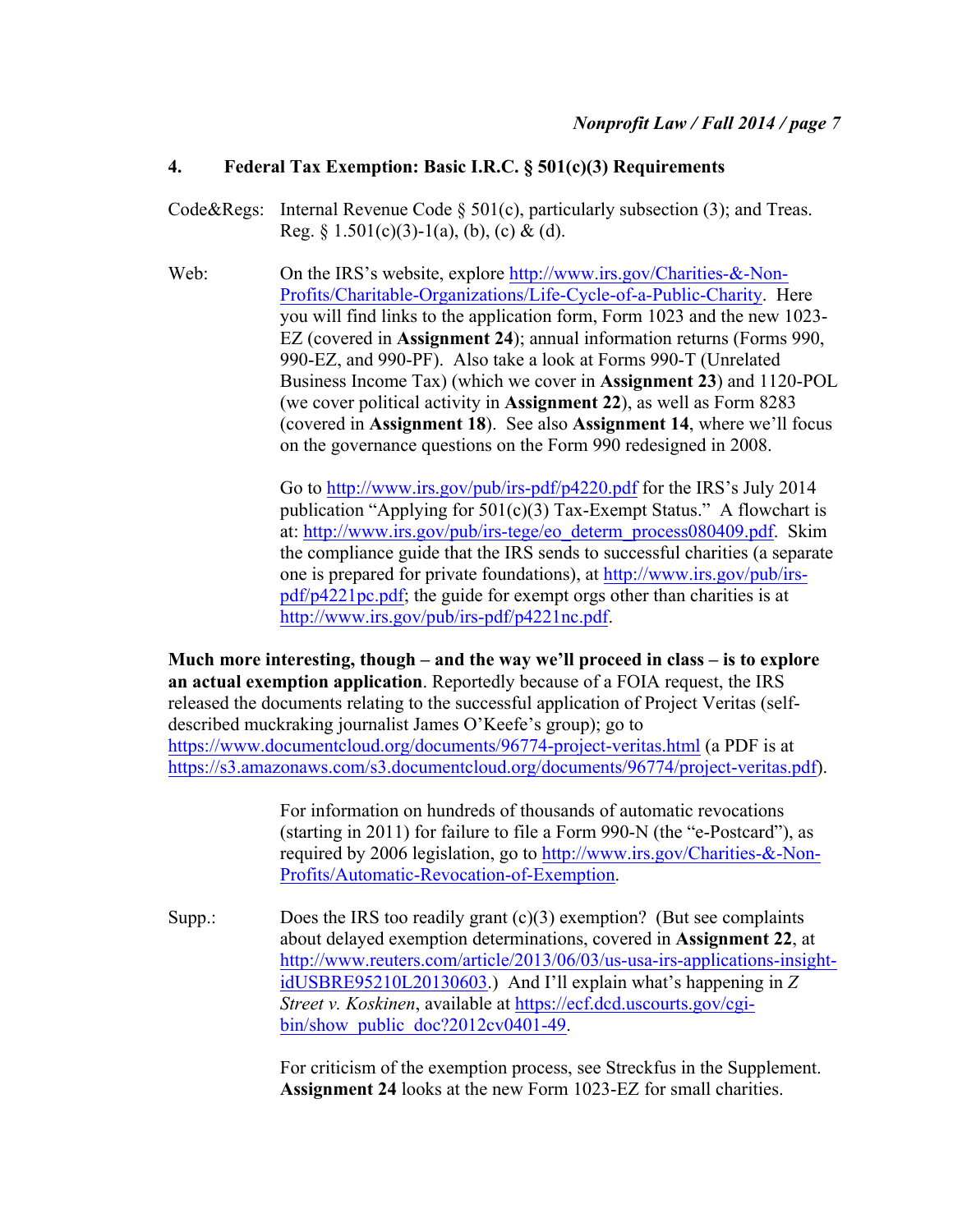## 4. Federal Tax Exemption: Basic I.R.C. § 501(c)(3) Requirements

Code&Regs: Internal Revenue Code § 501(c), particularly subsection (3); and Treas. Reg. § 1.501(c)(3)-1(a), (b), (c) & (d).

Web: On the IRS's website, explore http://www.irs.gov/Charities-&-Non-Profits/Charitable-Organizations/Life-Cycle-of-a-Public-Charity. Here you will find links to the application form, Form 1023 and the new 1023-EZ (covered in **Assignment 24**); annual information returns (Forms 990, 990-EZ, and 990-PF). Also take a look at Forms 990-T (Unrelated Business Income Tax) (which we cover in **Assignment 23**) and 1120-POL (we cover political activity in **Assignment 22**), as well as Form 8283 (covered in **Assignment 18**). See also **Assignment 14**, where we'll focus on the governance questions on the Form 990 redesigned in 2008.

Go to http://www.irs.gov/pub/irs-pdf/p4220.pdf for the IRS's July 2014 publication "Applying for 501(c)(3) Tax-Exempt Status." A flowchart is at: http://www.irs.gov/pub/irs-tege/eo_determ_process080409.pdf. Skim the compliance guide that the IRS sends to successful charities (a separate one is prepared for private foundations), at http://www.irs.gov/pub/irs-pdf/p4221pc.pdf; the guide for exempt orgs other than charities is at http://www.irs.gov/pub/irs-pdf/p4221nc.pdf.

**Much more interesting, though – and the way we'll proceed in class – is to explore an actual exemption application**. Reportedly because of a FOIA request, the IRS released the documents relating to the successful application of Project Veritas (self-described muckraking journalist James O'Keefe's group); go to https://www.documentcloud.org/documents/96774-project-veritas.html (a PDF is at https://s3.amazonaws.com/s3.documentcloud.org/documents/96774/project-veritas.pdf).

For information on hundreds of thousands of automatic revocations (starting in 2011) for failure to file a Form 990-N (the "e-Postcard"), as required by 2006 legislation, go to http://www.irs.gov/Charities-&-Non-Profits/Automatic-Revocation-of-Exemption.

Supp.: Does the IRS too readily grant (c)(3) exemption? (But see complaints about delayed exemption determinations, covered in **Assignment 22**, at http://www.reuters.com/article/2013/06/03/us-usa-irs-applications-insight-idUSBRE95210L20130603.) And I'll explain what's happening in *Z Street v. Koskinen*, available at https://ecf.dcd.uscourts.gov/cgi-bin/show_public_doc?2012cv0401-49.

For criticism of the exemption process, see Streckfus in the Supplement. **Assignment 24** looks at the new Form 1023-EZ for small charities.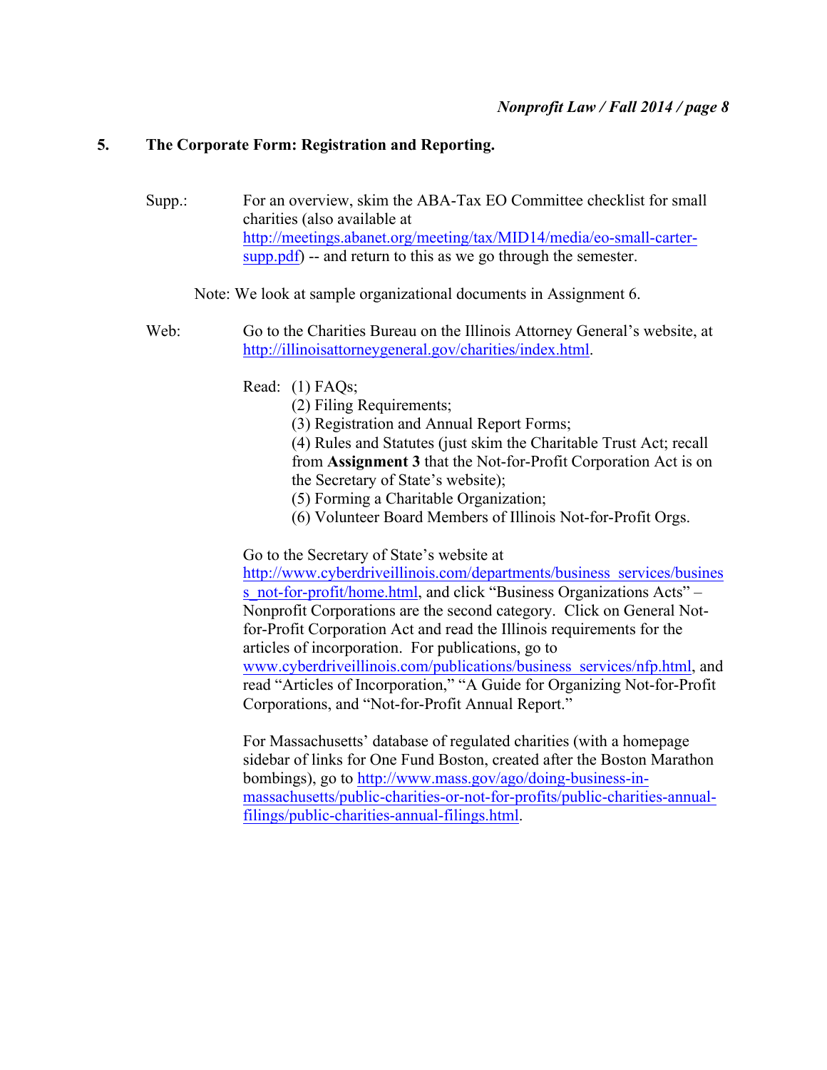## 5. The Corporate Form: Registration and Reporting.

Supp.: For an overview, skim the ABA-Tax EO Committee checklist for small charities (also available at http://meetings.abanet.org/meeting/tax/MID14/media/eo-small-carter-supp.pdf) -- and return to this as we go through the semester.

Note: We look at sample organizational documents in Assignment 6.

Web: Go to the Charities Bureau on the Illinois Attorney General's website, at http://illinoisattorneygeneral.gov/charities/index.html.

Read: (1) FAQs;
(2) Filing Requirements;
(3) Registration and Annual Report Forms;
(4) Rules and Statutes (just skim the Charitable Trust Act; recall from **Assignment 3** that the Not-for-Profit Corporation Act is on the Secretary of State's website);
(5) Forming a Charitable Organization;
(6) Volunteer Board Members of Illinois Not-for-Profit Orgs.

Go to the Secretary of State's website at http://www.cyberdriveillinois.com/departments/business_services/business_not-for-profit/home.html, and click "Business Organizations Acts" – Nonprofit Corporations are the second category. Click on General Not-for-Profit Corporation Act and read the Illinois requirements for the articles of incorporation. For publications, go to www.cyberdriveillinois.com/publications/business_services/nfp.html, and read "Articles of Incorporation," "A Guide for Organizing Not-for-Profit Corporations, and "Not-for-Profit Annual Report."

For Massachusetts' database of regulated charities (with a homepage sidebar of links for One Fund Boston, created after the Boston Marathon bombings), go to http://www.mass.gov/ago/doing-business-in-massachusetts/public-charities-or-not-for-profits/public-charities-annual-filings/public-charities-annual-filings.html.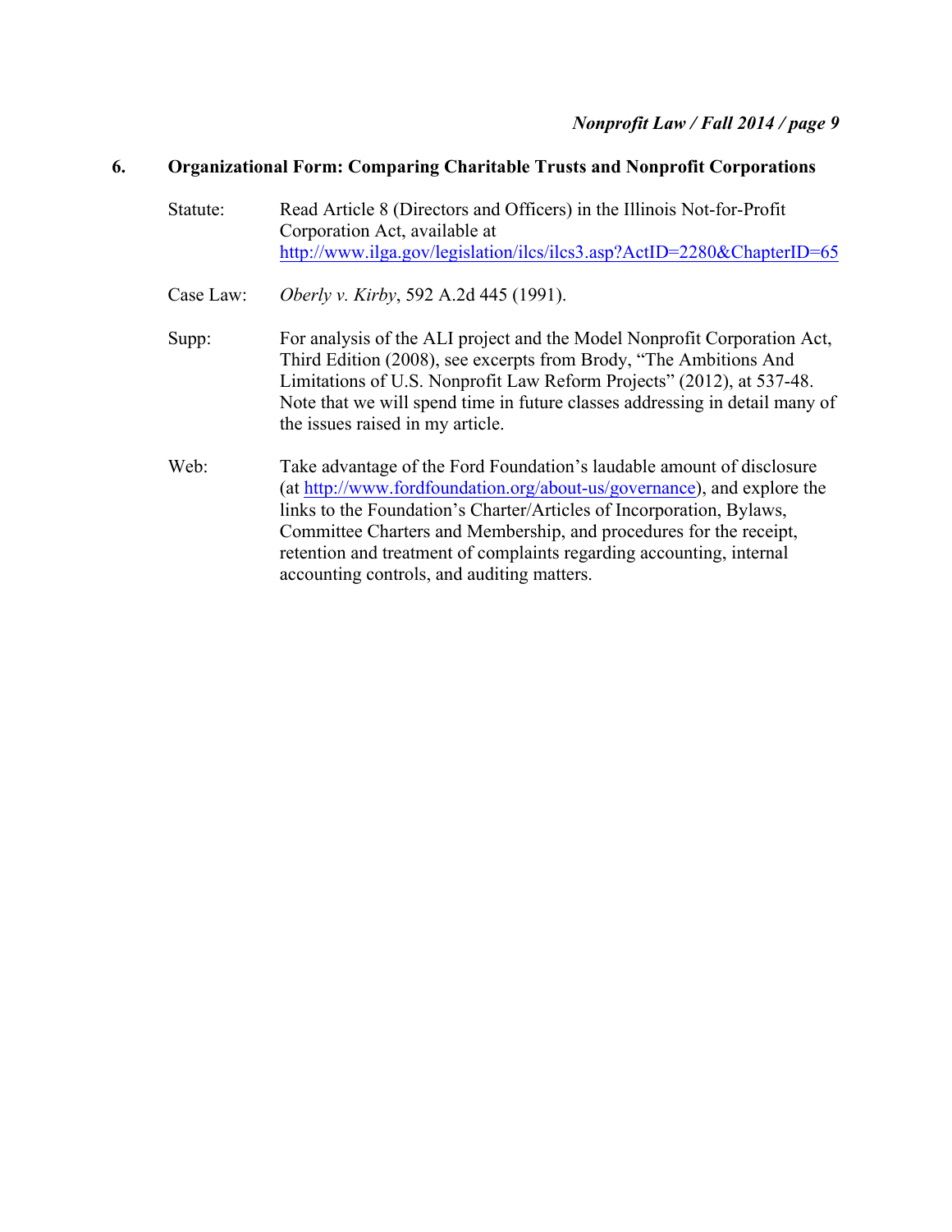## 6. Organizational Form: Comparing Charitable Trusts and Nonprofit Corporations

Statute: Read Article 8 (Directors and Officers) in the Illinois Not-for-Profit Corporation Act, available at http://www.ilga.gov/legislation/ilcs/ilcs3.asp?ActID=2280&ChapterID=65

Case Law: *Oberly v. Kirby*, 592 A.2d 445 (1991).

Supp: For analysis of the ALI project and the Model Nonprofit Corporation Act, Third Edition (2008), see excerpts from Brody, "The Ambitions And Limitations of U.S. Nonprofit Law Reform Projects" (2012), at 537-48. Note that we will spend time in future classes addressing in detail many of the issues raised in my article.

Web: Take advantage of the Ford Foundation's laudable amount of disclosure (at http://www.fordfoundation.org/about-us/governance), and explore the links to the Foundation's Charter/Articles of Incorporation, Bylaws, Committee Charters and Membership, and procedures for the receipt, retention and treatment of complaints regarding accounting, internal accounting controls, and auditing matters.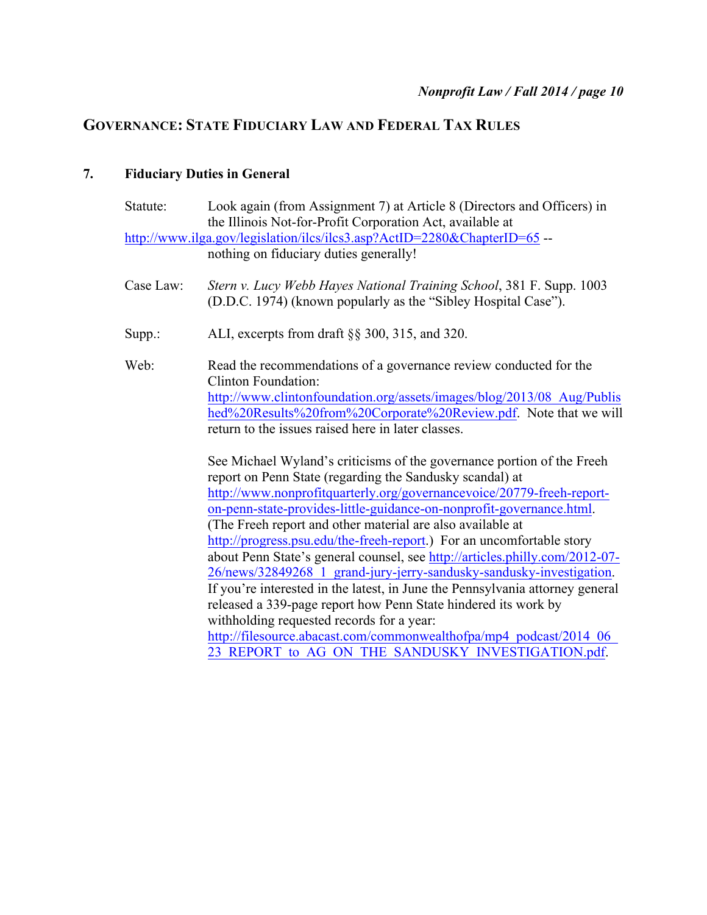## GOVERNANCE: STATE FIDUCIARY LAW AND FEDERAL TAX RULES

### 7. Fiduciary Duties in General

Statute: Look again (from Assignment 7) at Article 8 (Directors and Officers) in the Illinois Not-for-Profit Corporation Act, available at http://www.ilga.gov/legislation/ilcs/ilcs3.asp?ActID=2280&ChapterID=65 -- nothing on fiduciary duties generally!

Case Law: *Stern v. Lucy Webb Hayes National Training School*, 381 F. Supp. 1003 (D.D.C. 1974) (known popularly as the "Sibley Hospital Case").

Supp.: ALI, excerpts from draft §§ 300, 315, and 320.

Web: Read the recommendations of a governance review conducted for the Clinton Foundation: http://www.clintonfoundation.org/assets/images/blog/2013/08_Aug/Published%20Results%20from%20Corporate%20Review.pdf. Note that we will return to the issues raised here in later classes.

See Michael Wyland's criticisms of the governance portion of the Freeh report on Penn State (regarding the Sandusky scandal) at http://www.nonprofitquarterly.org/governancevoice/20779-freeh-report-on-penn-state-provides-little-guidance-on-nonprofit-governance.html. (The Freeh report and other material are also available at http://progress.psu.edu/the-freeh-report.) For an uncomfortable story about Penn State's general counsel, see http://articles.philly.com/2012-07-26/news/32849268_1_grand-jury-jerry-sandusky-sandusky-investigation. If you're interested in the latest, in June the Pennsylvania attorney general released a 339-page report how Penn State hindered its work by withholding requested records for a year: http://filesource.abacast.com/commonwealthofpa/mp4_podcast/2014_06_23_REPORT_to_AG_ON_THE_SANDUSKY_INVESTIGATION.pdf.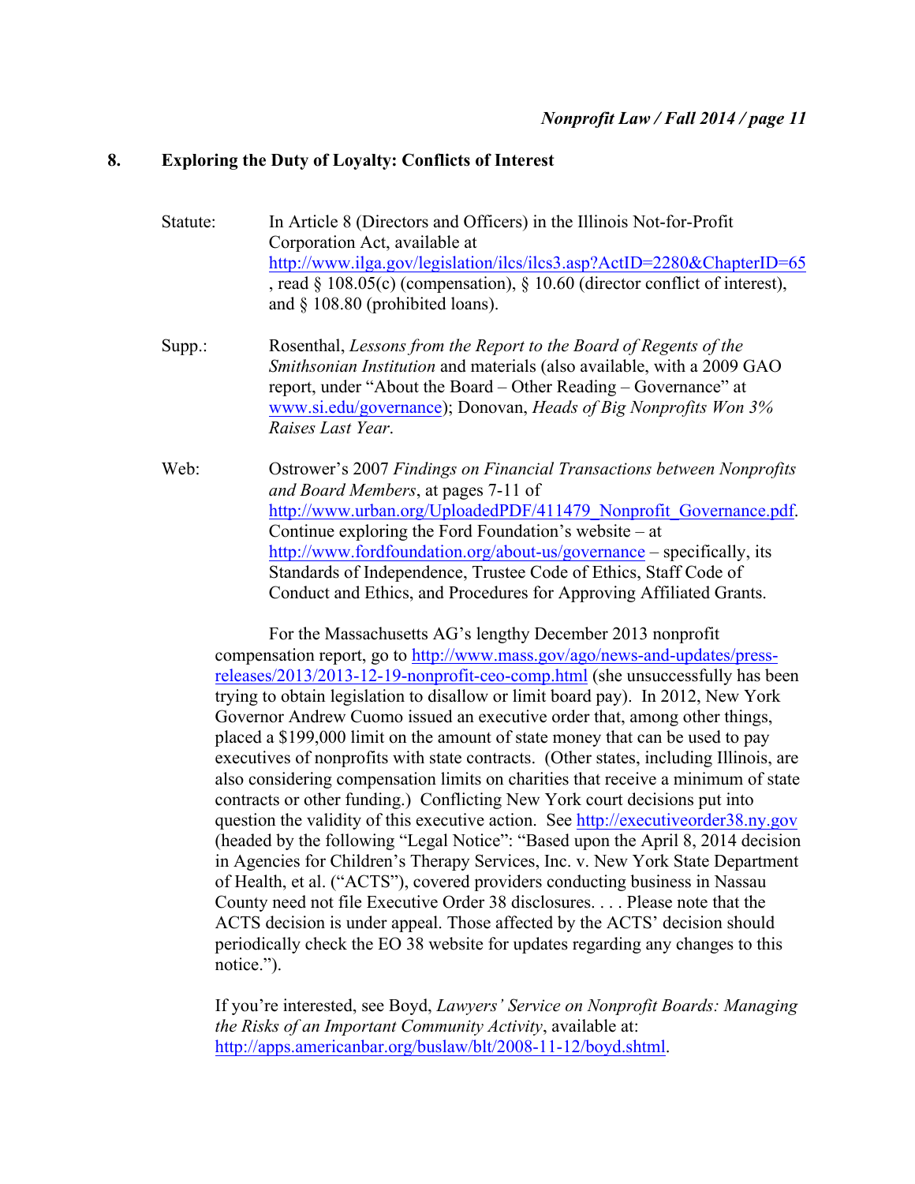## 8. Exploring the Duty of Loyalty: Conflicts of Interest

Statute: In Article 8 (Directors and Officers) in the Illinois Not-for-Profit Corporation Act, available at http://www.ilga.gov/legislation/ilcs/ilcs3.asp?ActID=2280&ChapterID=65 , read § 108.05(c) (compensation), § 10.60 (director conflict of interest), and § 108.80 (prohibited loans).

Supp.: Rosenthal, *Lessons from the Report to the Board of Regents of the Smithsonian Institution* and materials (also available, with a 2009 GAO report, under "About the Board – Other Reading – Governance" at www.si.edu/governance); Donovan, *Heads of Big Nonprofits Won 3% Raises Last Year*.

Web: Ostrower's 2007 *Findings on Financial Transactions between Nonprofits and Board Members*, at pages 7-11 of http://www.urban.org/UploadedPDF/411479_Nonprofit_Governance.pdf. Continue exploring the Ford Foundation's website – at http://www.fordfoundation.org/about-us/governance – specifically, its Standards of Independence, Trustee Code of Ethics, Staff Code of Conduct and Ethics, and Procedures for Approving Affiliated Grants.

For the Massachusetts AG's lengthy December 2013 nonprofit compensation report, go to http://www.mass.gov/ago/news-and-updates/press-releases/2013/2013-12-19-nonprofit-ceo-comp.html (she unsuccessfully has been trying to obtain legislation to disallow or limit board pay). In 2012, New York Governor Andrew Cuomo issued an executive order that, among other things, placed a $199,000 limit on the amount of state money that can be used to pay executives of nonprofits with state contracts. (Other states, including Illinois, are also considering compensation limits on charities that receive a minimum of state contracts or other funding.) Conflicting New York court decisions put into question the validity of this executive action. See http://executiveorder38.ny.gov (headed by the following "Legal Notice": "Based upon the April 8, 2014 decision in Agencies for Children's Therapy Services, Inc. v. New York State Department of Health, et al. ("ACTS"), covered providers conducting business in Nassau County need not file Executive Order 38 disclosures. . . . Please note that the ACTS decision is under appeal. Those affected by the ACTS' decision should periodically check the EO 38 website for updates regarding any changes to this notice.").

If you're interested, see Boyd, *Lawyers' Service on Nonprofit Boards: Managing the Risks of an Important Community Activity*, available at: http://apps.americanbar.org/buslaw/blt/2008-11-12/boyd.shtml.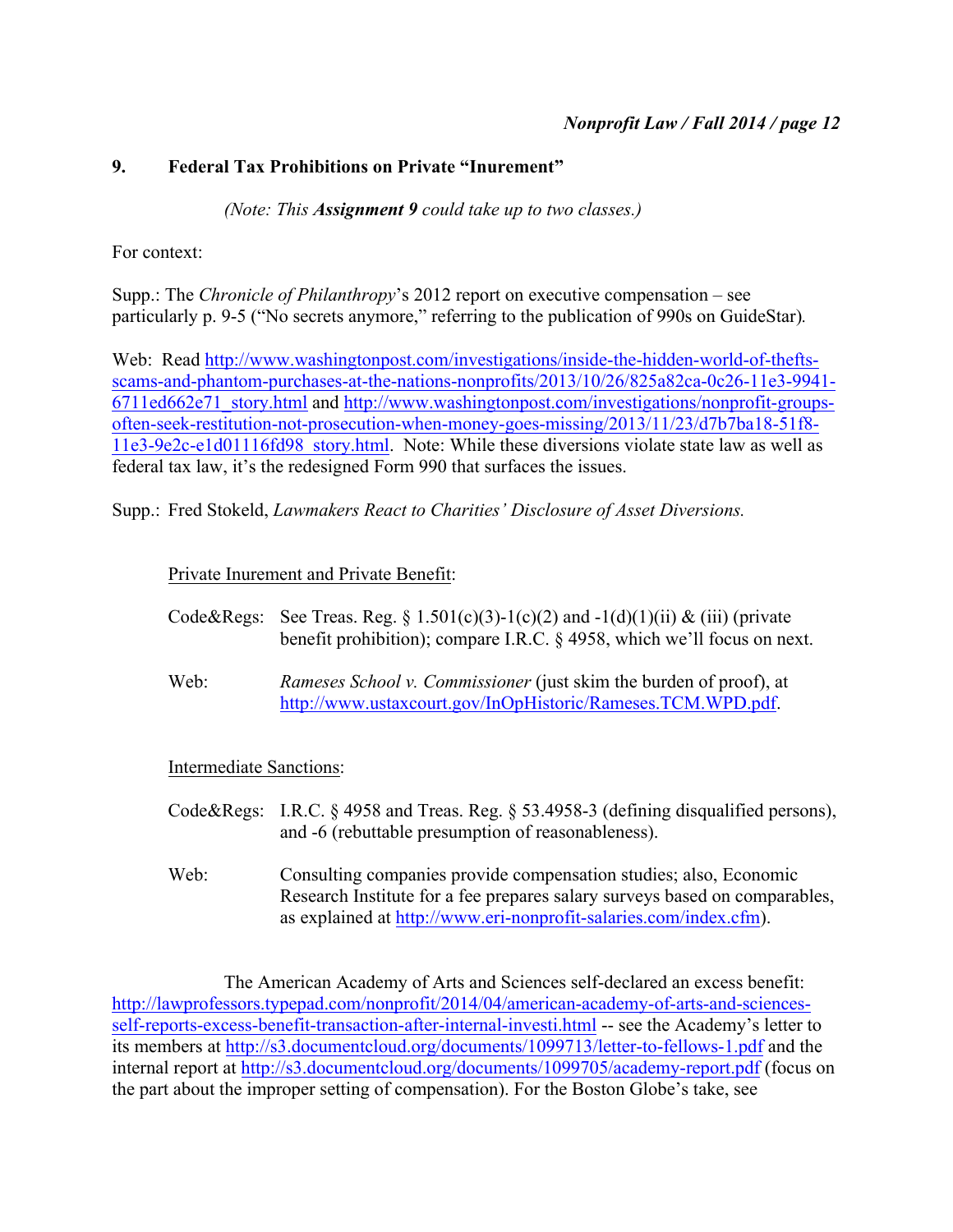## 9. Federal Tax Prohibitions on Private "Inurement"

*(Note: This **Assignment 9** could take up to two classes.)*

For context:

Supp.: The *Chronicle of Philanthropy*'s 2012 report on executive compensation – see particularly p. 9-5 ("No secrets anymore," referring to the publication of 990s on GuideStar).

Web: Read http://www.washingtonpost.com/investigations/inside-the-hidden-world-of-thefts-scams-and-phantom-purchases-at-the-nations-nonprofits/2013/10/26/825a82ca-0c26-11e3-9941-6711ed662e71_story.html and http://www.washingtonpost.com/investigations/nonprofit-groups-often-seek-restitution-not-prosecution-when-money-goes-missing/2013/11/23/d7b7ba18-51f8-11e3-9e2c-e1d01116fd98_story.html. Note: While these diversions violate state law as well as federal tax law, it's the redesigned Form 990 that surfaces the issues.

Supp.: Fred Stokeld, *Lawmakers React to Charities' Disclosure of Asset Diversions.*

Private Inurement and Private Benefit:

Code&Regs: See Treas. Reg. § 1.501(c)(3)-1(c)(2) and -1(d)(1)(ii) & (iii) (private benefit prohibition); compare I.R.C. § 4958, which we'll focus on next.

Web: *Rameses School v. Commissioner* (just skim the burden of proof), at http://www.ustaxcourt.gov/InOpHistoric/Rameses.TCM.WPD.pdf.

Intermediate Sanctions:

Code&Regs: I.R.C. § 4958 and Treas. Reg. § 53.4958-3 (defining disqualified persons), and -6 (rebuttable presumption of reasonableness).

Web: Consulting companies provide compensation studies; also, Economic Research Institute for a fee prepares salary surveys based on comparables, as explained at http://www.eri-nonprofit-salaries.com/index.cfm).

The American Academy of Arts and Sciences self-declared an excess benefit: http://lawprofessors.typepad.com/nonprofit/2014/04/american-academy-of-arts-and-sciences-self-reports-excess-benefit-transaction-after-internal-investi.html -- see the Academy's letter to its members at http://s3.documentcloud.org/documents/1099713/letter-to-fellows-1.pdf and the internal report at http://s3.documentcloud.org/documents/1099705/academy-report.pdf (focus on the part about the improper setting of compensation). For the Boston Globe's take, see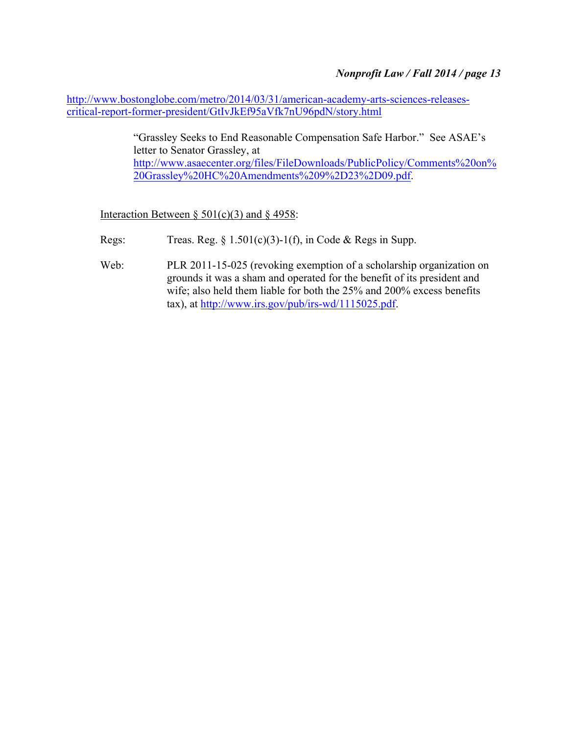http://www.bostonglobe.com/metro/2014/03/31/american-academy-arts-sciences-releases-critical-report-former-president/GtIvJkEf95aVfk7nU96pdN/story.html

> "Grassley Seeks to End Reasonable Compensation Safe Harbor." See ASAE's letter to Senator Grassley, at http://www.asaecenter.org/files/FileDownloads/PublicPolicy/Comments%20on%20Grassley%20HC%20Amendments%209%2D23%2D09.pdf.

Interaction Between § 501(c)(3) and § 4958:

Regs: Treas. Reg. § 1.501(c)(3)-1(f), in Code & Regs in Supp.

Web: PLR 2011-15-025 (revoking exemption of a scholarship organization on grounds it was a sham and operated for the benefit of its president and wife; also held them liable for both the 25% and 200% excess benefits tax), at http://www.irs.gov/pub/irs-wd/1115025.pdf.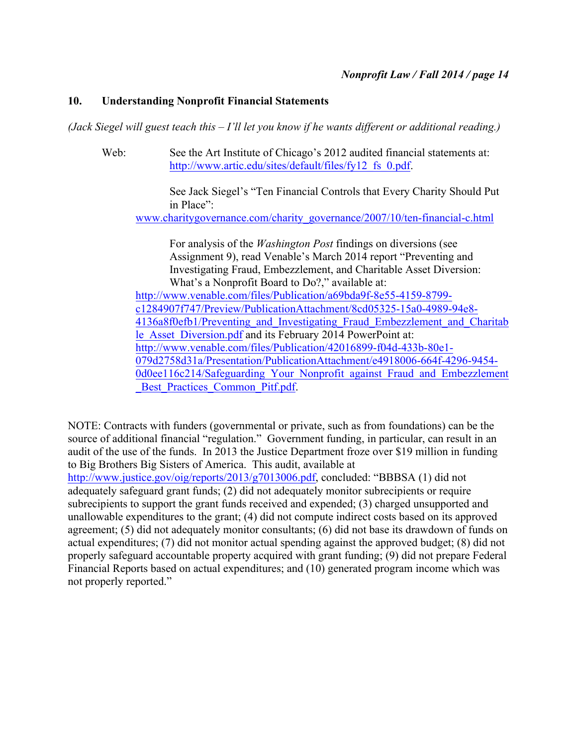## 10. Understanding Nonprofit Financial Statements

*(Jack Siegel will guest teach this – I'll let you know if he wants different or additional reading.)*

Web: See the Art Institute of Chicago's 2012 audited financial statements at: http://www.artic.edu/sites/default/files/fy12_fs_0.pdf.

See Jack Siegel's "Ten Financial Controls that Every Charity Should Put in Place": www.charitygovernance.com/charity_governance/2007/10/ten-financial-c.html

For analysis of the *Washington Post* findings on diversions (see Assignment 9), read Venable's March 2014 report "Preventing and Investigating Fraud, Embezzlement, and Charitable Asset Diversion: What's a Nonprofit Board to Do?," available at: http://www.venable.com/files/Publication/a69bda9f-8e55-4159-8799-c1284907f747/Preview/PublicationAttachment/8cd05325-15a0-4989-94e8-4136a8f0efb1/Preventing_and_Investigating_Fraud_Embezzlement_and_Charitable_Asset_Diversion.pdf and its February 2014 PowerPoint at: http://www.venable.com/files/Publication/42016899-f04d-433b-80e1-079d2758d31a/Presentation/PublicationAttachment/e4918006-664f-4296-9454-0d0ee116c214/Safeguarding_Your_Nonprofit_against_Fraud_and_Embezzlement_Best_Practices_Common_Pitf.pdf.

NOTE: Contracts with funders (governmental or private, such as from foundations) can be the source of additional financial "regulation." Government funding, in particular, can result in an audit of the use of the funds. In 2013 the Justice Department froze over $19 million in funding to Big Brothers Big Sisters of America. This audit, available at http://www.justice.gov/oig/reports/2013/g7013006.pdf, concluded: "BBBSA (1) did not adequately safeguard grant funds; (2) did not adequately monitor subrecipients or require subrecipients to support the grant funds received and expended; (3) charged unsupported and unallowable expenditures to the grant; (4) did not compute indirect costs based on its approved agreement; (5) did not adequately monitor consultants; (6) did not base its drawdown of funds on actual expenditures; (7) did not monitor actual spending against the approved budget; (8) did not properly safeguard accountable property acquired with grant funding; (9) did not prepare Federal Financial Reports based on actual expenditures; and (10) generated program income which was not properly reported."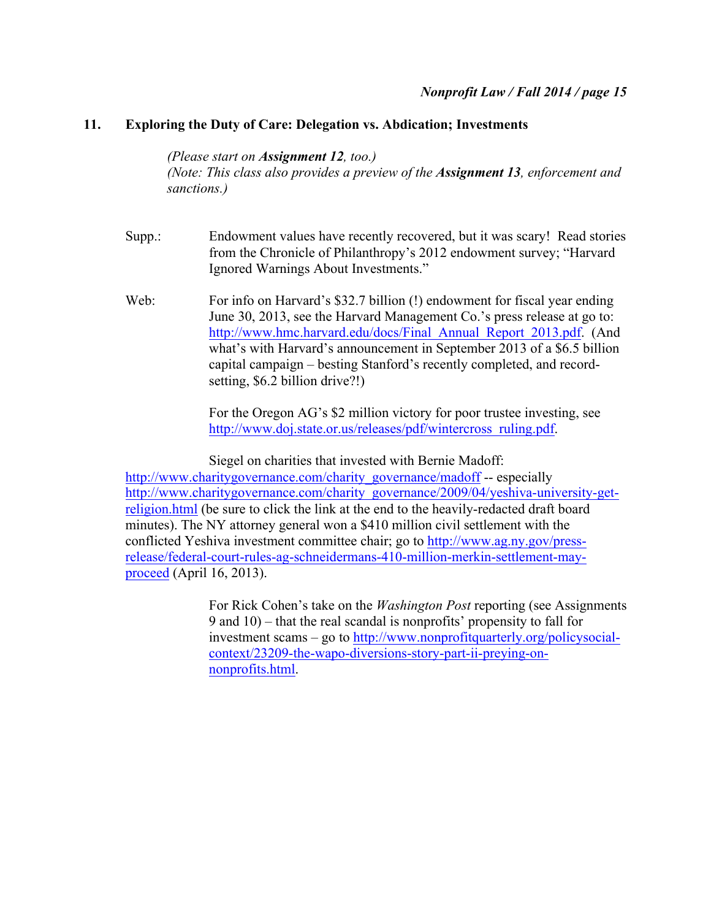## 11. Exploring the Duty of Care: Delegation vs. Abdication; Investments

*(Please start on **Assignment 12**, too.)*
*(Note: This class also provides a preview of the **Assignment 13**, enforcement and sanctions.)*

Supp.: Endowment values have recently recovered, but it was scary! Read stories from the Chronicle of Philanthropy's 2012 endowment survey; "Harvard Ignored Warnings About Investments."

Web: For info on Harvard's $32.7 billion (!) endowment for fiscal year ending June 30, 2013, see the Harvard Management Co.'s press release at go to: [http://www.hmc.harvard.edu/docs/Final_Annual_Report_2013.pdf](http://www.hmc.harvard.edu/docs/Final_Annual_Report_2013.pdf). (And what's with Harvard's announcement in September 2013 of a $6.5 billion capital campaign – besting Stanford's recently completed, and record-setting, $6.2 billion drive?!)

For the Oregon AG's $2 million victory for poor trustee investing, see [http://www.doj.state.or.us/releases/pdf/wintercross_ruling.pdf](http://www.doj.state.or.us/releases/pdf/wintercross_ruling.pdf).

Siegel on charities that invested with Bernie Madoff: [http://www.charitygovernance.com/charity_governance/madoff](http://www.charitygovernance.com/charity_governance/madoff) -- especially [http://www.charitygovernance.com/charity_governance/2009/04/yeshiva-university-get-religion.html](http://www.charitygovernance.com/charity_governance/2009/04/yeshiva-university-get-religion.html) (be sure to click the link at the end to the heavily-redacted draft board minutes). The NY attorney general won a $410 million civil settlement with the conflicted Yeshiva investment committee chair; go to [http://www.ag.ny.gov/press-release/federal-court-rules-ag-schneidermans-410-million-merkin-settlement-may-proceed](http://www.ag.ny.gov/press-release/federal-court-rules-ag-schneidermans-410-million-merkin-settlement-may-proceed) (April 16, 2013).

For Rick Cohen's take on the *Washington Post* reporting (see Assignments 9 and 10) – that the real scandal is nonprofits' propensity to fall for investment scams – go to [http://www.nonprofitquarterly.org/policysocial-context/23209-the-wapo-diversions-story-part-ii-preying-on-nonprofits.html](http://www.nonprofitquarterly.org/policysocial-context/23209-the-wapo-diversions-story-part-ii-preying-on-nonprofits.html).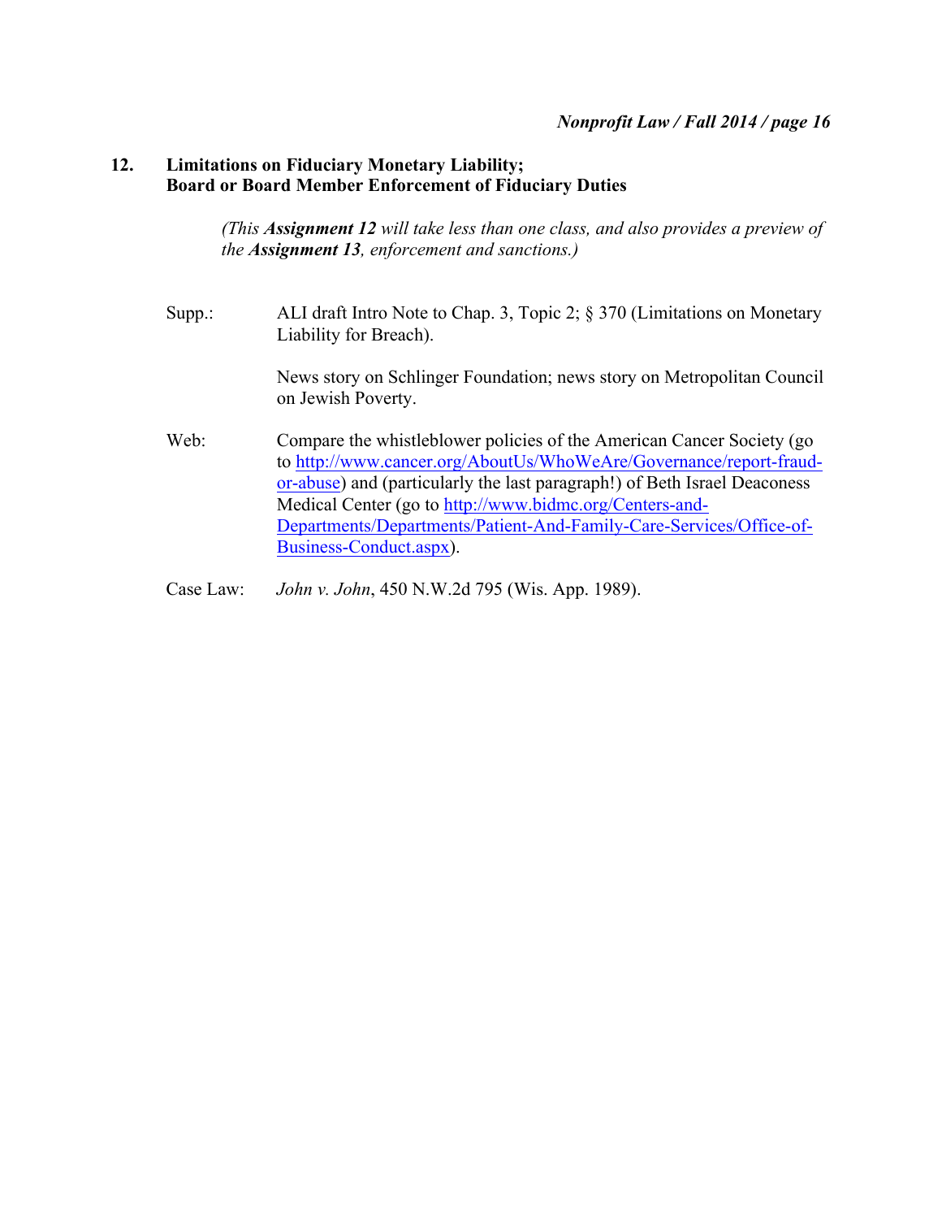## 12. Limitations on Fiduciary Monetary Liability; Board or Board Member Enforcement of Fiduciary Duties

*(This **Assignment 12** will take less than one class, and also provides a preview of the **Assignment 13**, enforcement and sanctions.)*

Supp.: ALI draft Intro Note to Chap. 3, Topic 2; § 370 (Limitations on Monetary Liability for Breach).

News story on Schlinger Foundation; news story on Metropolitan Council on Jewish Poverty.

Web: Compare the whistleblower policies of the American Cancer Society (go to http://www.cancer.org/AboutUs/WhoWeAre/Governance/report-fraud-or-abuse) and (particularly the last paragraph!) of Beth Israel Deaconess Medical Center (go to http://www.bidmc.org/Centers-and-Departments/Departments/Patient-And-Family-Care-Services/Office-of-Business-Conduct.aspx).

Case Law: *John v. John*, 450 N.W.2d 795 (Wis. App. 1989).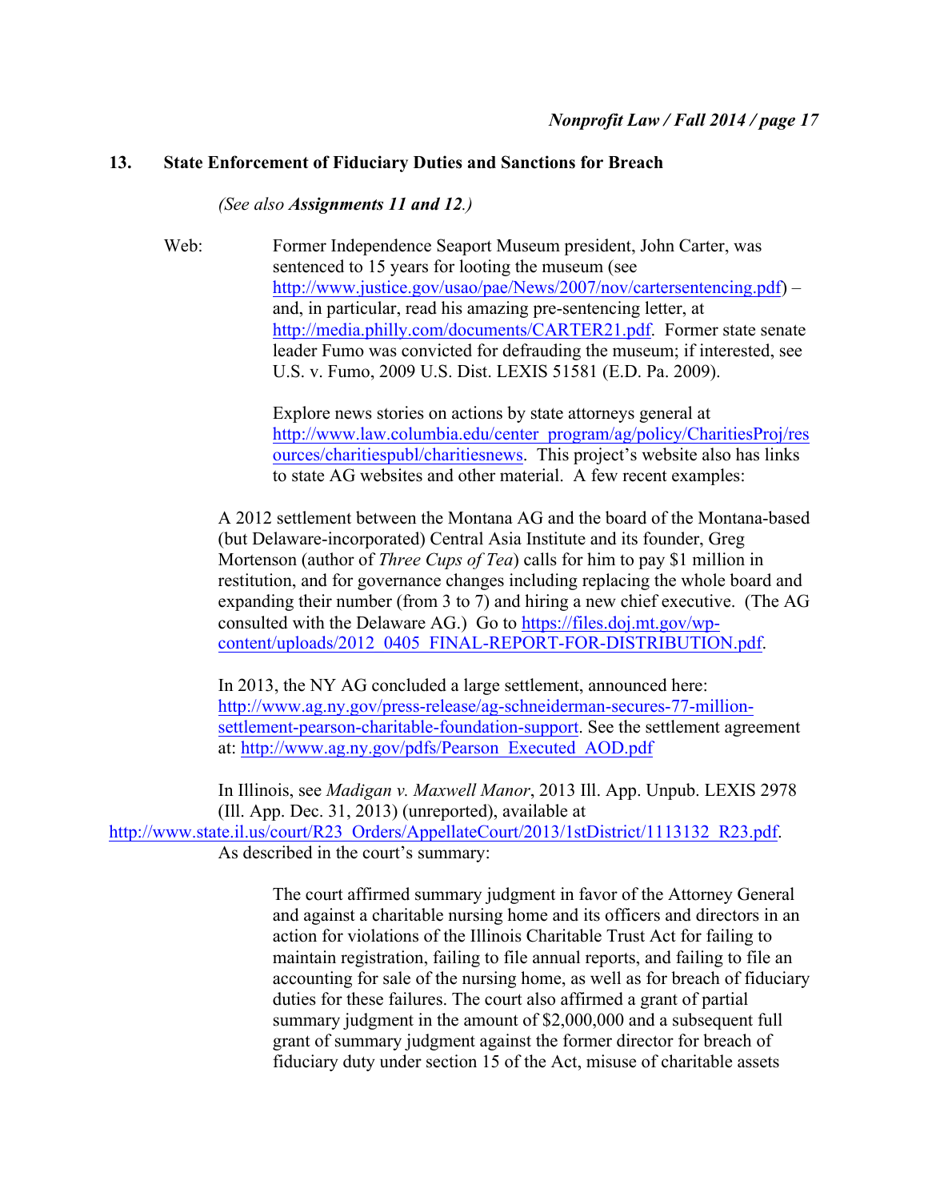## 13. State Enforcement of Fiduciary Duties and Sanctions for Breach

*(See also **Assignments 11 and 12**.)*

Web: Former Independence Seaport Museum president, John Carter, was sentenced to 15 years for looting the museum (see http://www.justice.gov/usao/pae/News/2007/nov/cartersentencing.pdf) – and, in particular, read his amazing pre-sentencing letter, at http://media.philly.com/documents/CARTER21.pdf. Former state senate leader Fumo was convicted for defrauding the museum; if interested, see U.S. v. Fumo, 2009 U.S. Dist. LEXIS 51581 (E.D. Pa. 2009).

Explore news stories on actions by state attorneys general at http://www.law.columbia.edu/center_program/ag/policy/CharitiesProj/resources/charitiespubl/charitiesnews. This project's website also has links to state AG websites and other material. A few recent examples:

A 2012 settlement between the Montana AG and the board of the Montana-based (but Delaware-incorporated) Central Asia Institute and its founder, Greg Mortenson (author of *Three Cups of Tea*) calls for him to pay $1 million in restitution, and for governance changes including replacing the whole board and expanding their number (from 3 to 7) and hiring a new chief executive. (The AG consulted with the Delaware AG.) Go to https://files.doj.mt.gov/wp-content/uploads/2012_0405_FINAL-REPORT-FOR-DISTRIBUTION.pdf.

In 2013, the NY AG concluded a large settlement, announced here: http://www.ag.ny.gov/press-release/ag-schneiderman-secures-77-million-settlement-pearson-charitable-foundation-support. See the settlement agreement at: http://www.ag.ny.gov/pdfs/Pearson_Executed_AOD.pdf

In Illinois, see *Madigan v. Maxwell Manor*, 2013 Ill. App. Unpub. LEXIS 2978 (Ill. App. Dec. 31, 2013) (unreported), available at http://www.state.il.us/court/R23_Orders/AppellateCourt/2013/1stDistrict/1113132_R23.pdf. As described in the court's summary:

> The court affirmed summary judgment in favor of the Attorney General and against a charitable nursing home and its officers and directors in an action for violations of the Illinois Charitable Trust Act for failing to maintain registration, failing to file annual reports, and failing to file an accounting for sale of the nursing home, as well as for breach of fiduciary duties for these failures. The court also affirmed a grant of partial summary judgment in the amount of $2,000,000 and a subsequent full grant of summary judgment against the former director for breach of fiduciary duty under section 15 of the Act, misuse of charitable assets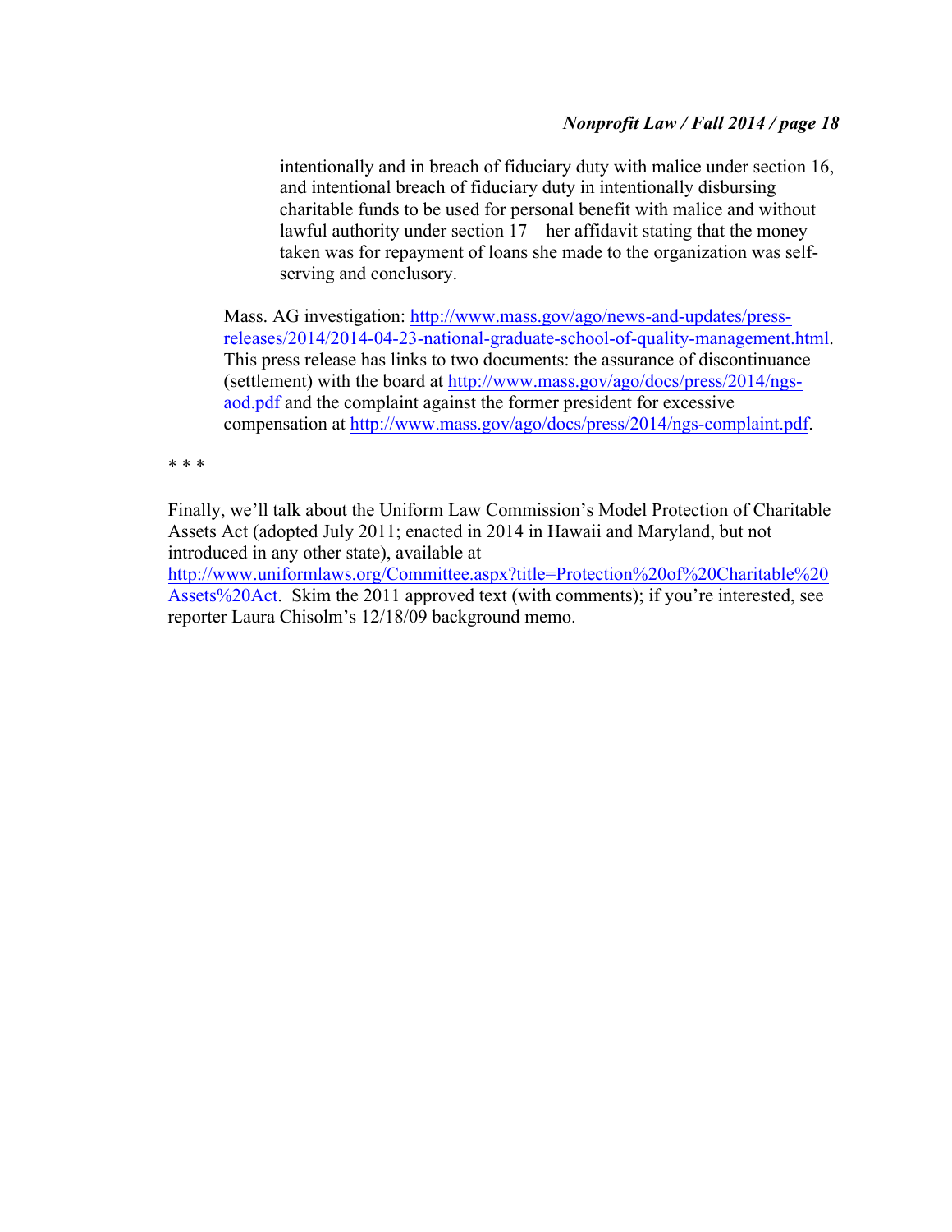> intentionally and in breach of fiduciary duty with malice under section 16, and intentional breach of fiduciary duty in intentionally disbursing charitable funds to be used for personal benefit with malice and without lawful authority under section 17 – her affidavit stating that the money taken was for repayment of loans she made to the organization was self-serving and conclusory.

Mass. AG investigation: [http://www.mass.gov/ago/news-and-updates/press-releases/2014/2014-04-23-national-graduate-school-of-quality-management.html](http://www.mass.gov/ago/news-and-updates/press-releases/2014/2014-04-23-national-graduate-school-of-quality-management.html). This press release has links to two documents: the assurance of discontinuance (settlement) with the board at [http://www.mass.gov/ago/docs/press/2014/ngs-aod.pdf](http://www.mass.gov/ago/docs/press/2014/ngs-aod.pdf) and the complaint against the former president for excessive compensation at [http://www.mass.gov/ago/docs/press/2014/ngs-complaint.pdf](http://www.mass.gov/ago/docs/press/2014/ngs-complaint.pdf).

* * *

Finally, we'll talk about the Uniform Law Commission's Model Protection of Charitable Assets Act (adopted July 2011; enacted in 2014 in Hawaii and Maryland, but not introduced in any other state), available at [http://www.uniformlaws.org/Committee.aspx?title=Protection%20of%20Charitable%20Assets%20Act](http://www.uniformlaws.org/Committee.aspx?title=Protection%20of%20Charitable%20Assets%20Act). Skim the 2011 approved text (with comments); if you're interested, see reporter Laura Chisolm's 12/18/09 background memo.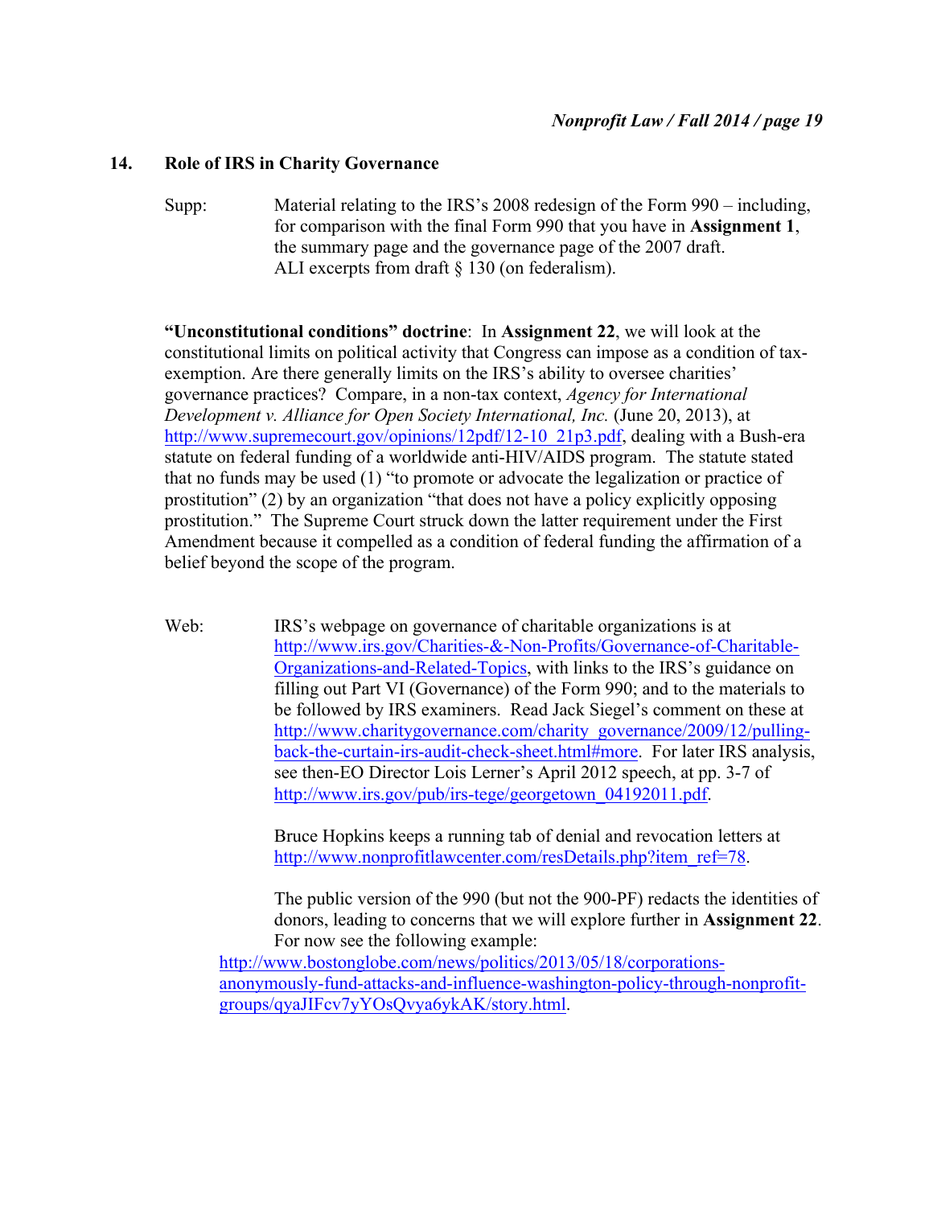## 14. Role of IRS in Charity Governance

Supp: Material relating to the IRS's 2008 redesign of the Form 990 – including, for comparison with the final Form 990 that you have in **Assignment 1**, the summary page and the governance page of the 2007 draft. ALI excerpts from draft § 130 (on federalism).

**"Unconstitutional conditions" doctrine**: In **Assignment 22**, we will look at the constitutional limits on political activity that Congress can impose as a condition of tax-exemption. Are there generally limits on the IRS's ability to oversee charities' governance practices? Compare, in a non-tax context, *Agency for International Development v. Alliance for Open Society International, Inc.* (June 20, 2013), at http://www.supremecourt.gov/opinions/12pdf/12-10_21p3.pdf, dealing with a Bush-era statute on federal funding of a worldwide anti-HIV/AIDS program. The statute stated that no funds may be used (1) "to promote or advocate the legalization or practice of prostitution" (2) by an organization "that does not have a policy explicitly opposing prostitution." The Supreme Court struck down the latter requirement under the First Amendment because it compelled as a condition of federal funding the affirmation of a belief beyond the scope of the program.

Web: IRS's webpage on governance of charitable organizations is at http://www.irs.gov/Charities-&-Non-Profits/Governance-of-Charitable-Organizations-and-Related-Topics, with links to the IRS's guidance on filling out Part VI (Governance) of the Form 990; and to the materials to be followed by IRS examiners. Read Jack Siegel's comment on these at http://www.charitygovernance.com/charity_governance/2009/12/pulling-back-the-curtain-irs-audit-check-sheet.html#more. For later IRS analysis, see then-EO Director Lois Lerner's April 2012 speech, at pp. 3-7 of http://www.irs.gov/pub/irs-tege/georgetown_04192011.pdf.

Bruce Hopkins keeps a running tab of denial and revocation letters at http://www.nonprofitlawcenter.com/resDetails.php?item_ref=78.

The public version of the 990 (but not the 900-PF) redacts the identities of donors, leading to concerns that we will explore further in **Assignment 22**. For now see the following example:
http://www.bostonglobe.com/news/politics/2013/05/18/corporations-anonymously-fund-attacks-and-influence-washington-policy-through-nonprofit-groups/qyaJIFcv7yYOsQvya6ykAK/story.html.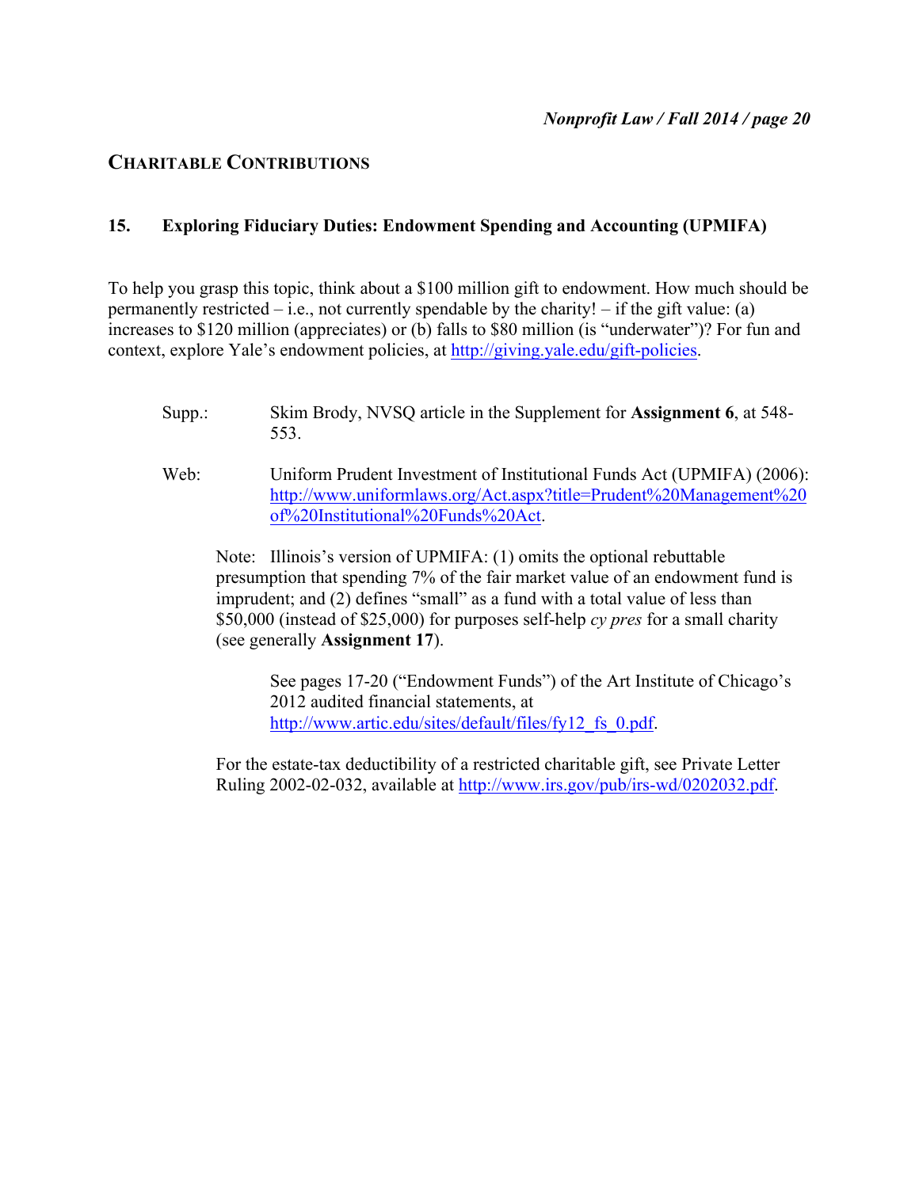## CHARITABLE CONTRIBUTIONS

### 15. Exploring Fiduciary Duties: Endowment Spending and Accounting (UPMIFA)

To help you grasp this topic, think about a $100 million gift to endowment. How much should be permanently restricted – i.e., not currently spendable by the charity! – if the gift value: (a) increases to $120 million (appreciates) or (b) falls to $80 million (is "underwater")? For fun and context, explore Yale's endowment policies, at http://giving.yale.edu/gift-policies.

Supp.: Skim Brody, NVSQ article in the Supplement for **Assignment 6**, at 548-553.

Web: Uniform Prudent Investment of Institutional Funds Act (UPMIFA) (2006): http://www.uniformlaws.org/Act.aspx?title=Prudent%20Management%20of%20Institutional%20Funds%20Act.

Note: Illinois's version of UPMIFA: (1) omits the optional rebuttable presumption that spending 7% of the fair market value of an endowment fund is imprudent; and (2) defines "small" as a fund with a total value of less than $50,000 (instead of $25,000) for purposes self-help *cy pres* for a small charity (see generally **Assignment 17**).

See pages 17-20 ("Endowment Funds") of the Art Institute of Chicago's 2012 audited financial statements, at http://www.artic.edu/sites/default/files/fy12_fs_0.pdf.

For the estate-tax deductibility of a restricted charitable gift, see Private Letter Ruling 2002-02-032, available at http://www.irs.gov/pub/irs-wd/0202032.pdf.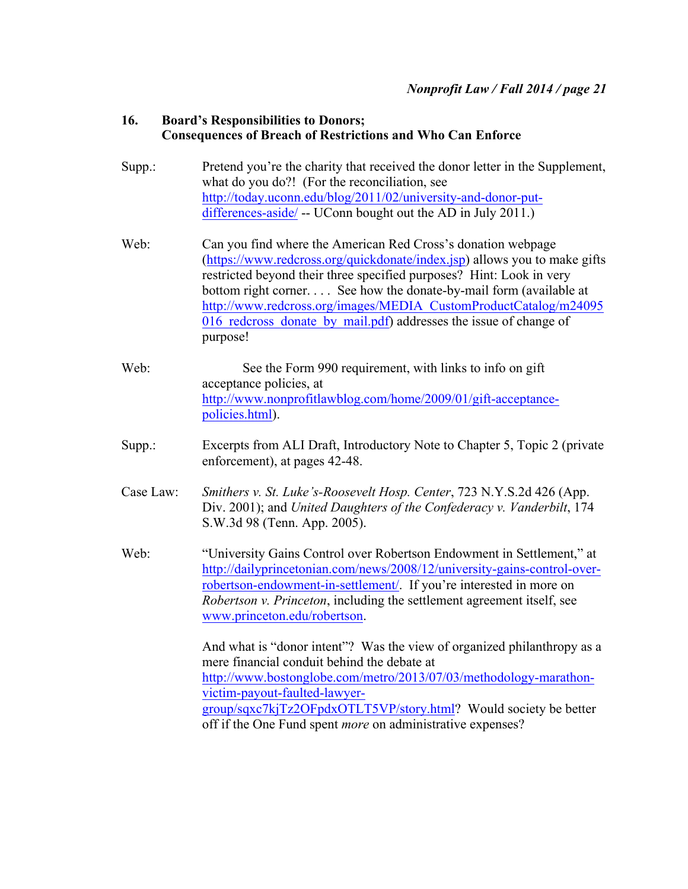## 16. Board's Responsibilities to Donors; Consequences of Breach of Restrictions and Who Can Enforce

| | |
|---|---|
| Supp.: | Pretend you're the charity that received the donor letter in the Supplement, what do you do?! (For the reconciliation, see http://today.uconn.edu/blog/2011/02/university-and-donor-put-differences-aside/ -- UConn bought out the AD in July 2011.) |
| Web: | Can you find where the American Red Cross's donation webpage (https://www.redcross.org/quickdonate/index.jsp) allows you to make gifts restricted beyond their three specified purposes? Hint: Look in very bottom right corner. . . . See how the donate-by-mail form (available at http://www.redcross.org/images/MEDIA_CustomProductCatalog/m24095016_redcross_donate_by_mail.pdf) addresses the issue of change of purpose! |
| Web: | See the Form 990 requirement, with links to info on gift acceptance policies, at http://www.nonprofitlawblog.com/home/2009/01/gift-acceptance-policies.html). |
| Supp.: | Excerpts from ALI Draft, Introductory Note to Chapter 5, Topic 2 (private enforcement), at pages 42-48. |
| Case Law: | *Smithers v. St. Luke's-Roosevelt Hosp. Center*, 723 N.Y.S.2d 426 (App. Div. 2001); and *United Daughters of the Confederacy v. Vanderbilt*, 174 S.W.3d 98 (Tenn. App. 2005). |
| Web: | "University Gains Control over Robertson Endowment in Settlement," at http://dailyprincetonian.com/news/2008/12/university-gains-control-over-robertson-endowment-in-settlement/. If you're interested in more on *Robertson v. Princeton*, including the settlement agreement itself, see www.princeton.edu/robertson. |
| | And what is "donor intent"? Was the view of organized philanthropy as a mere financial conduit behind the debate at http://www.bostonglobe.com/metro/2013/07/03/methodology-marathon-victim-payout-faulted-lawyer-group/sqxc7kjTz2OFpdxOTLT5VP/story.html? Would society be better off if the One Fund spent *more* on administrative expenses? |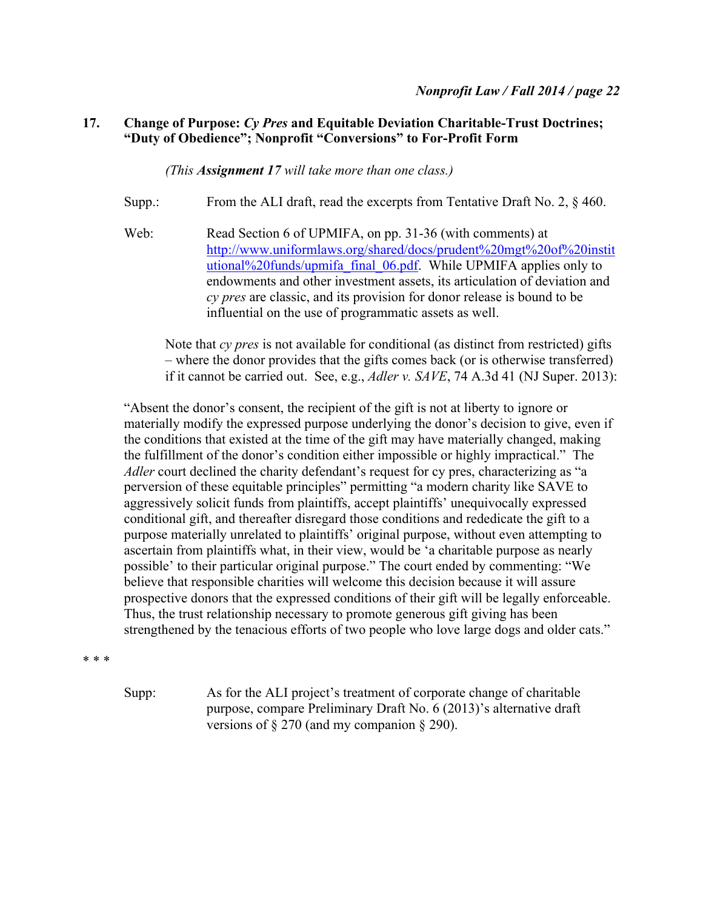## 17. Change of Purpose: *Cy Pres* and Equitable Deviation Charitable-Trust Doctrines; "Duty of Obedience"; Nonprofit "Conversions" to For-Profit Form

*(This **Assignment 17** will take more than one class.)*

Supp.: From the ALI draft, read the excerpts from Tentative Draft No. 2, § 460.

Web: Read Section 6 of UPMIFA, on pp. 31-36 (with comments) at http://www.uniformlaws.org/shared/docs/prudent%20mgt%20of%20institutional%20funds/upmifa_final_06.pdf. While UPMIFA applies only to endowments and other investment assets, its articulation of deviation and *cy pres* are classic, and its provision for donor release is bound to be influential on the use of programmatic assets as well.

Note that *cy pres* is not available for conditional (as distinct from restricted) gifts – where the donor provides that the gifts comes back (or is otherwise transferred) if it cannot be carried out. See, e.g., *Adler v. SAVE*, 74 A.3d 41 (NJ Super. 2013):

"Absent the donor's consent, the recipient of the gift is not at liberty to ignore or materially modify the expressed purpose underlying the donor's decision to give, even if the conditions that existed at the time of the gift may have materially changed, making the fulfillment of the donor's condition either impossible or highly impractical." The *Adler* court declined the charity defendant's request for cy pres, characterizing as "a perversion of these equitable principles" permitting "a modern charity like SAVE to aggressively solicit funds from plaintiffs, accept plaintiffs' unequivocally expressed conditional gift, and thereafter disregard those conditions and rededicate the gift to a purpose materially unrelated to plaintiffs' original purpose, without even attempting to ascertain from plaintiffs what, in their view, would be 'a charitable purpose as nearly possible' to their particular original purpose." The court ended by commenting: "We believe that responsible charities will welcome this decision because it will assure prospective donors that the expressed conditions of their gift will be legally enforceable. Thus, the trust relationship necessary to promote generous gift giving has been strengthened by the tenacious efforts of two people who love large dogs and older cats."

\* \* \*

Supp: As for the ALI project's treatment of corporate change of charitable purpose, compare Preliminary Draft No. 6 (2013)'s alternative draft versions of § 270 (and my companion § 290).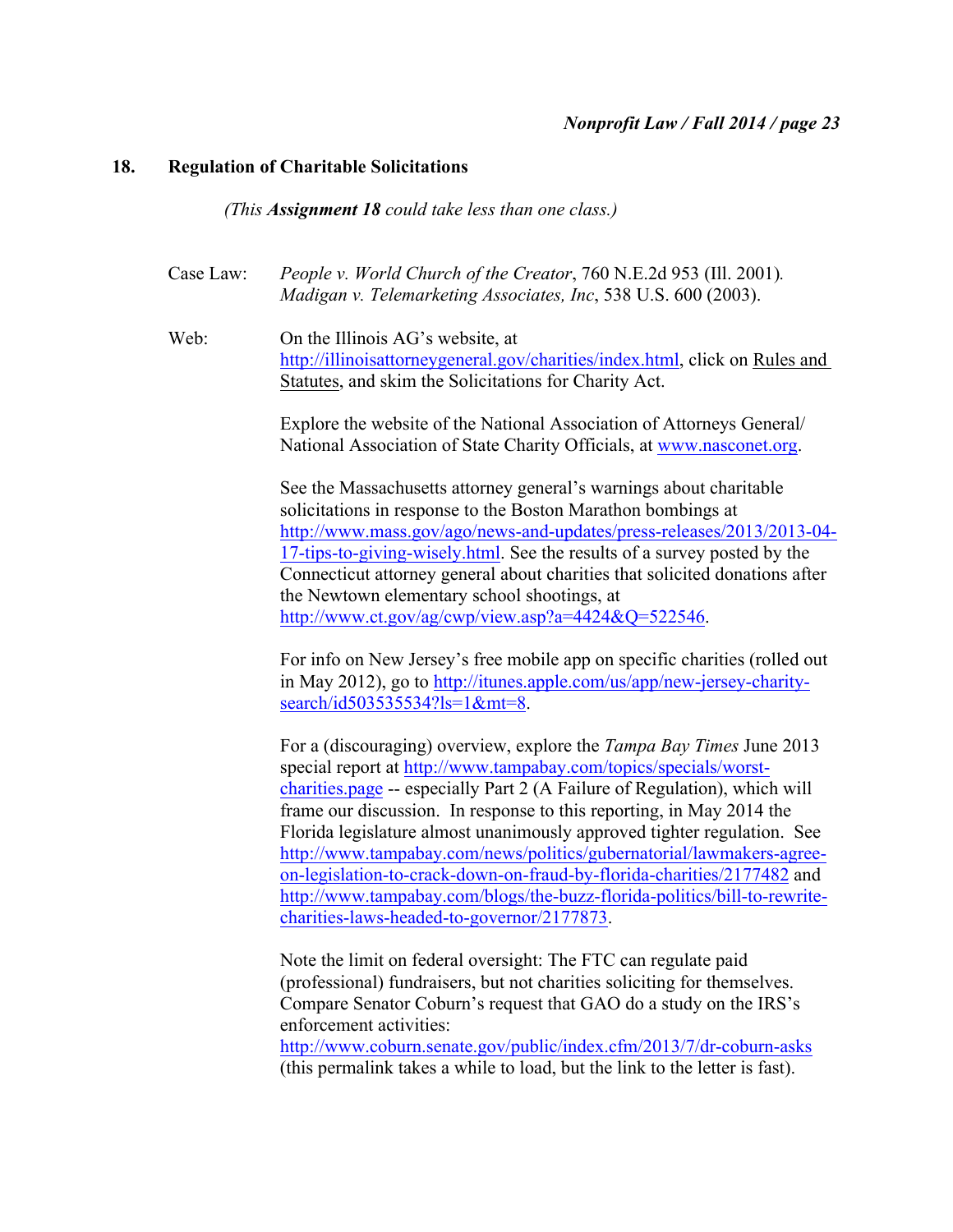## 18. Regulation of Charitable Solicitations

*(This **Assignment 18** could take less than one class.)*

Case Law: *People v. World Church of the Creator*, 760 N.E.2d 953 (Ill. 2001). *Madigan v. Telemarketing Associates, Inc*, 538 U.S. 600 (2003).

Web: On the Illinois AG's website, at http://illinoisattorneygeneral.gov/charities/index.html, click on Rules and Statutes, and skim the Solicitations for Charity Act.

Explore the website of the National Association of Attorneys General/ National Association of State Charity Officials, at www.nasconet.org.

See the Massachusetts attorney general's warnings about charitable solicitations in response to the Boston Marathon bombings at http://www.mass.gov/ago/news-and-updates/press-releases/2013/2013-04-17-tips-to-giving-wisely.html. See the results of a survey posted by the Connecticut attorney general about charities that solicited donations after the Newtown elementary school shootings, at http://www.ct.gov/ag/cwp/view.asp?a=4424&Q=522546.

For info on New Jersey's free mobile app on specific charities (rolled out in May 2012), go to http://itunes.apple.com/us/app/new-jersey-charity-search/id503535534?ls=1&mt=8.

For a (discouraging) overview, explore the *Tampa Bay Times* June 2013 special report at http://www.tampabay.com/topics/specials/worst-charities.page -- especially Part 2 (A Failure of Regulation), which will frame our discussion. In response to this reporting, in May 2014 the Florida legislature almost unanimously approved tighter regulation. See http://www.tampabay.com/news/politics/gubernatorial/lawmakers-agree-on-legislation-to-crack-down-on-fraud-by-florida-charities/2177482 and http://www.tampabay.com/blogs/the-buzz-florida-politics/bill-to-rewrite-charities-laws-headed-to-governor/2177873.

Note the limit on federal oversight: The FTC can regulate paid (professional) fundraisers, but not charities soliciting for themselves. Compare Senator Coburn's request that GAO do a study on the IRS's enforcement activities: http://www.coburn.senate.gov/public/index.cfm/2013/7/dr-coburn-asks (this permalink takes a while to load, but the link to the letter is fast).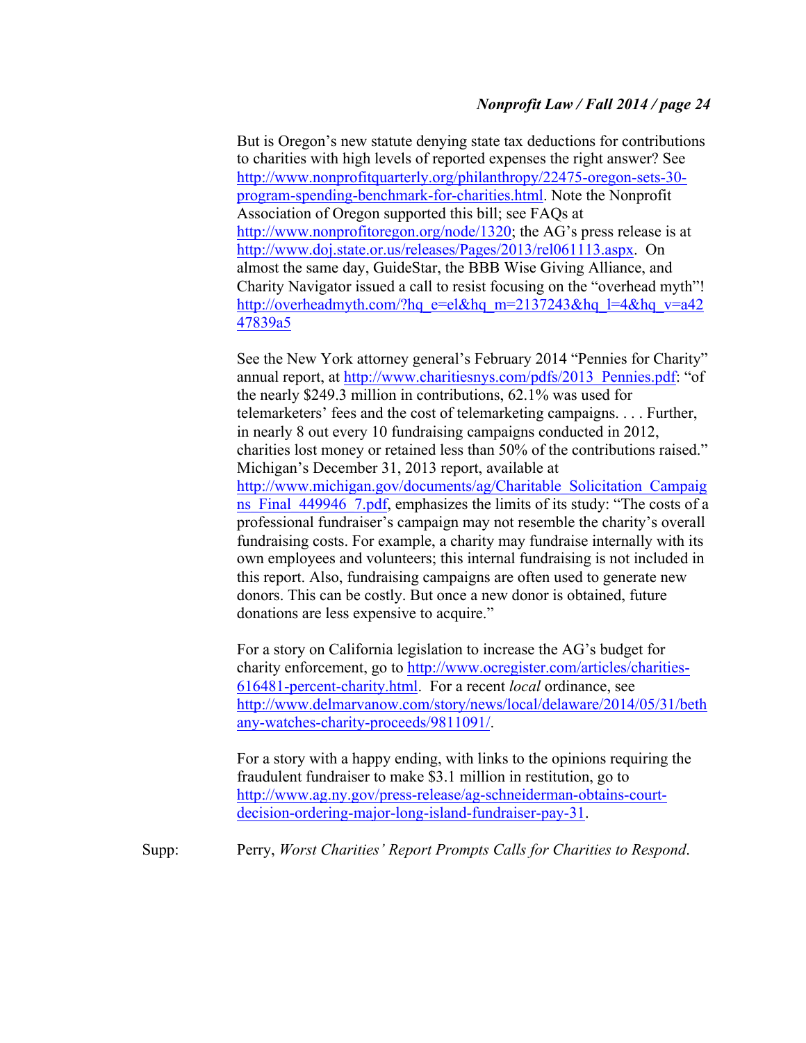But is Oregon's new statute denying state tax deductions for contributions to charities with high levels of reported expenses the right answer? See http://www.nonprofitquarterly.org/philanthropy/22475-oregon-sets-30-program-spending-benchmark-for-charities.html. Note the Nonprofit Association of Oregon supported this bill; see FAQs at http://www.nonprofitoregon.org/node/1320; the AG's press release is at http://www.doj.state.or.us/releases/Pages/2013/rel061113.aspx. On almost the same day, GuideStar, the BBB Wise Giving Alliance, and Charity Navigator issued a call to resist focusing on the "overhead myth"! http://overheadmyth.com/?hq_e=el&hq_m=2137243&hq_l=4&hq_v=a4247839a5

See the New York attorney general's February 2014 "Pennies for Charity" annual report, at http://www.charitiesnys.com/pdfs/2013_Pennies.pdf: "of the nearly $249.3 million in contributions, 62.1% was used for telemarketers' fees and the cost of telemarketing campaigns. . . . Further, in nearly 8 out every 10 fundraising campaigns conducted in 2012, charities lost money or retained less than 50% of the contributions raised." Michigan's December 31, 2013 report, available at http://www.michigan.gov/documents/ag/Charitable_Solicitation_Campaigns_Final_449946_7.pdf, emphasizes the limits of its study: "The costs of a professional fundraiser's campaign may not resemble the charity's overall fundraising costs. For example, a charity may fundraise internally with its own employees and volunteers; this internal fundraising is not included in this report. Also, fundraising campaigns are often used to generate new donors. This can be costly. But once a new donor is obtained, future donations are less expensive to acquire."

For a story on California legislation to increase the AG's budget for charity enforcement, go to http://www.ocregister.com/articles/charities-616481-percent-charity.html. For a recent *local* ordinance, see http://www.delmarvanow.com/story/news/local/delaware/2014/05/31/bethany-watches-charity-proceeds/9811091/.

For a story with a happy ending, with links to the opinions requiring the fraudulent fundraiser to make $3.1 million in restitution, go to http://www.ag.ny.gov/press-release/ag-schneiderman-obtains-court-decision-ordering-major-long-island-fundraiser-pay-31.

Supp: Perry, *Worst Charities' Report Prompts Calls for Charities to Respond*.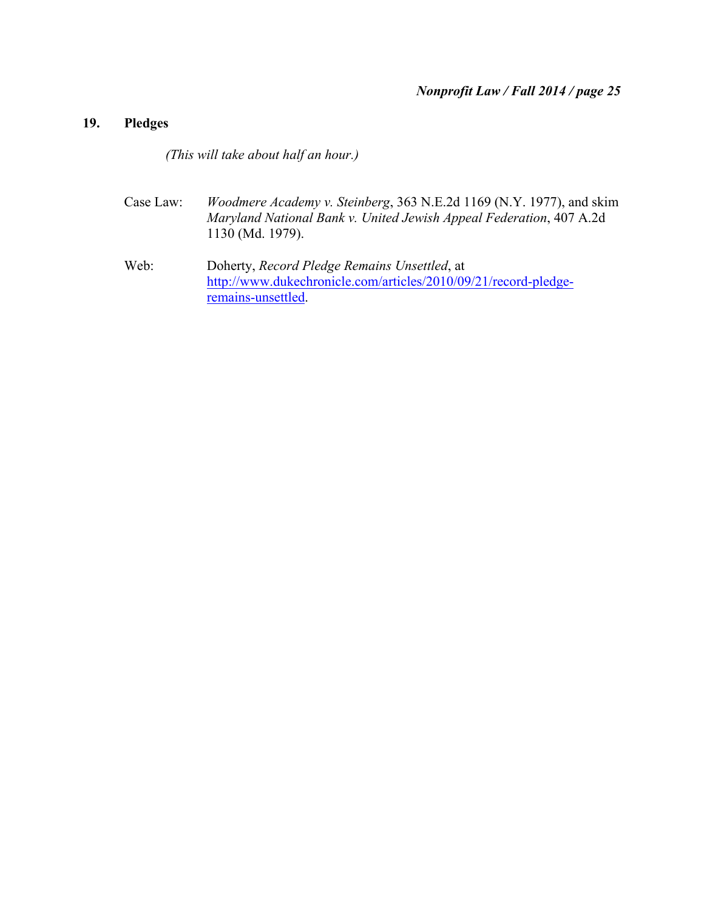## 19. Pledges

*(This will take about half an hour.)*

Case Law: *Woodmere Academy v. Steinberg*, 363 N.E.2d 1169 (N.Y. 1977), and skim *Maryland National Bank v. United Jewish Appeal Federation*, 407 A.2d 1130 (Md. 1979).

Web: Doherty, *Record Pledge Remains Unsettled*, at http://www.dukechronicle.com/articles/2010/09/21/record-pledge-remains-unsettled.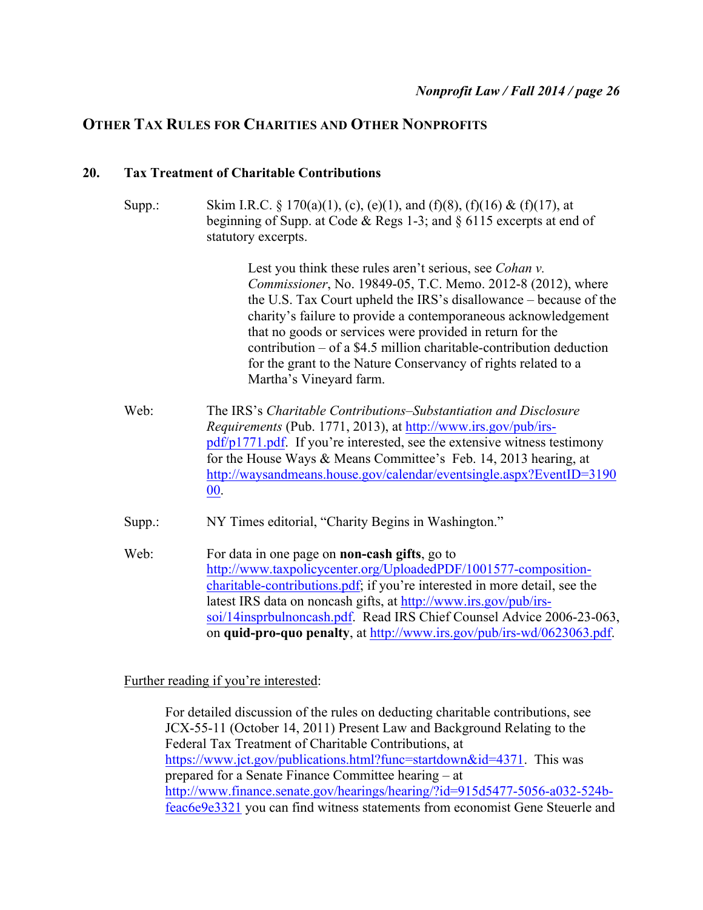## OTHER TAX RULES FOR CHARITIES AND OTHER NONPROFITS

### 20. Tax Treatment of Charitable Contributions

Supp.: Skim I.R.C. § 170(a)(1), (c), (e)(1), and (f)(8), (f)(16) & (f)(17), at beginning of Supp. at Code & Regs 1-3; and § 6115 excerpts at end of statutory excerpts.

> Lest you think these rules aren't serious, see *Cohan v. Commissioner*, No. 19849-05, T.C. Memo. 2012-8 (2012), where the U.S. Tax Court upheld the IRS's disallowance – because of the charity's failure to provide a contemporaneous acknowledgement that no goods or services were provided in return for the contribution – of a $4.5 million charitable-contribution deduction for the grant to the Nature Conservancy of rights related to a Martha's Vineyard farm.

Web: The IRS's *Charitable Contributions–Substantiation and Disclosure Requirements* (Pub. 1771, 2013), at http://www.irs.gov/pub/irs-pdf/p1771.pdf. If you're interested, see the extensive witness testimony for the House Ways & Means Committee's Feb. 14, 2013 hearing, at http://waysandmeans.house.gov/calendar/eventsingle.aspx?EventID=319000.

Supp.: NY Times editorial, "Charity Begins in Washington."

Web: For data in one page on **non-cash gifts**, go to http://www.taxpolicycenter.org/UploadedPDF/1001577-composition-charitable-contributions.pdf; if you're interested in more detail, see the latest IRS data on noncash gifts, at http://www.irs.gov/pub/irs-soi/14insprbulnoncash.pdf. Read IRS Chief Counsel Advice 2006-23-063, on **quid-pro-quo penalty**, at http://www.irs.gov/pub/irs-wd/0623063.pdf.

Further reading if you're interested:

> For detailed discussion of the rules on deducting charitable contributions, see JCX-55-11 (October 14, 2011) Present Law and Background Relating to the Federal Tax Treatment of Charitable Contributions, at https://www.jct.gov/publications.html?func=startdown&id=4371. This was prepared for a Senate Finance Committee hearing – at http://www.finance.senate.gov/hearings/hearing/?id=915d5477-5056-a032-524b-feac6e9e3321 you can find witness statements from economist Gene Steuerle and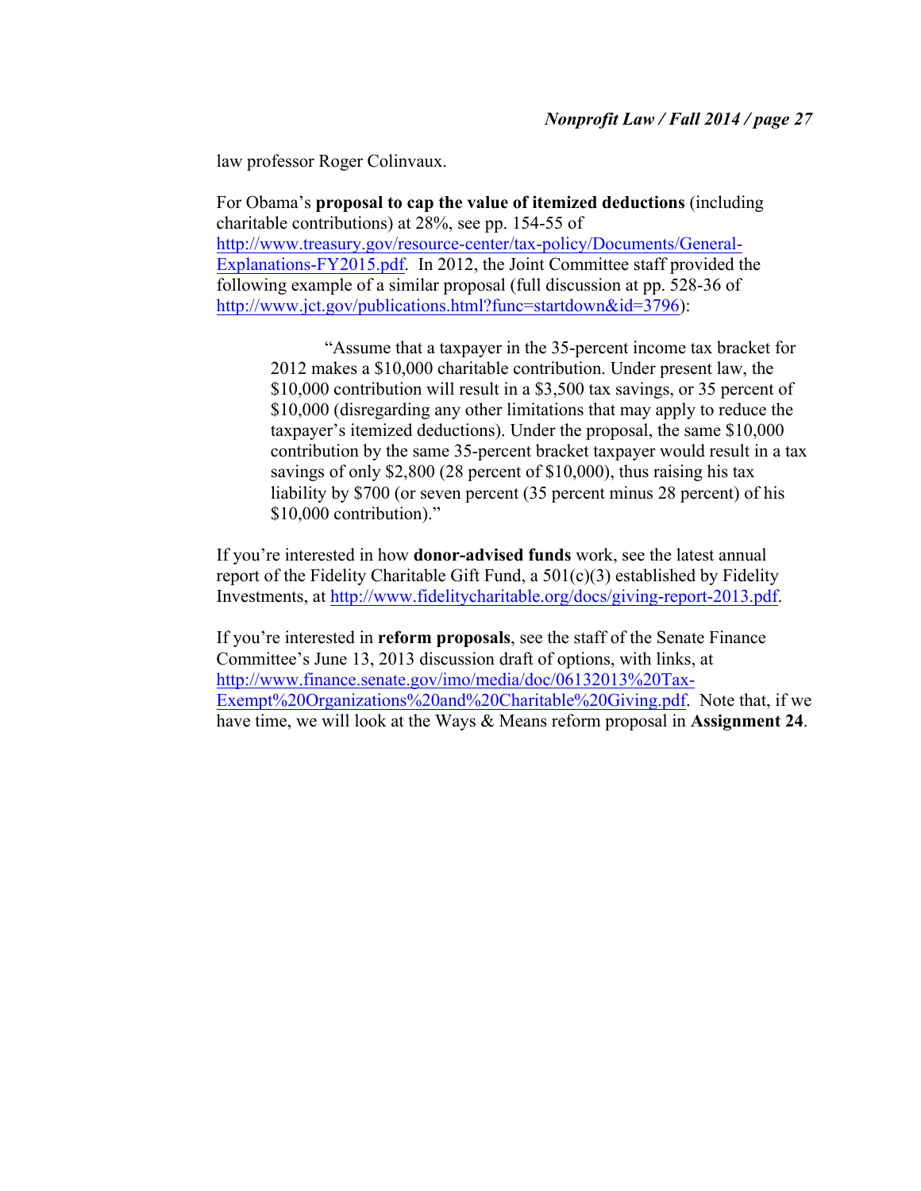law professor Roger Colinvaux.

For Obama's **proposal to cap the value of itemized deductions** (including charitable contributions) at 28%, see pp. 154-55 of http://www.treasury.gov/resource-center/tax-policy/Documents/General-Explanations-FY2015.pdf. In 2012, the Joint Committee staff provided the following example of a similar proposal (full discussion at pp. 528-36 of http://www.jct.gov/publications.html?func=startdown&id=3796):

> "Assume that a taxpayer in the 35-percent income tax bracket for 2012 makes a $10,000 charitable contribution. Under present law, the $10,000 contribution will result in a $3,500 tax savings, or 35 percent of $10,000 (disregarding any other limitations that may apply to reduce the taxpayer's itemized deductions). Under the proposal, the same $10,000 contribution by the same 35-percent bracket taxpayer would result in a tax savings of only $2,800 (28 percent of $10,000), thus raising his tax liability by $700 (or seven percent (35 percent minus 28 percent) of his $10,000 contribution)."

If you're interested in how **donor-advised funds** work, see the latest annual report of the Fidelity Charitable Gift Fund, a 501(c)(3) established by Fidelity Investments, at http://www.fidelitycharitable.org/docs/giving-report-2013.pdf.

If you're interested in **reform proposals**, see the staff of the Senate Finance Committee's June 13, 2013 discussion draft of options, with links, at http://www.finance.senate.gov/imo/media/doc/06132013%20Tax-Exempt%20Organizations%20and%20Charitable%20Giving.pdf. Note that, if we have time, we will look at the Ways & Means reform proposal in **Assignment 24**.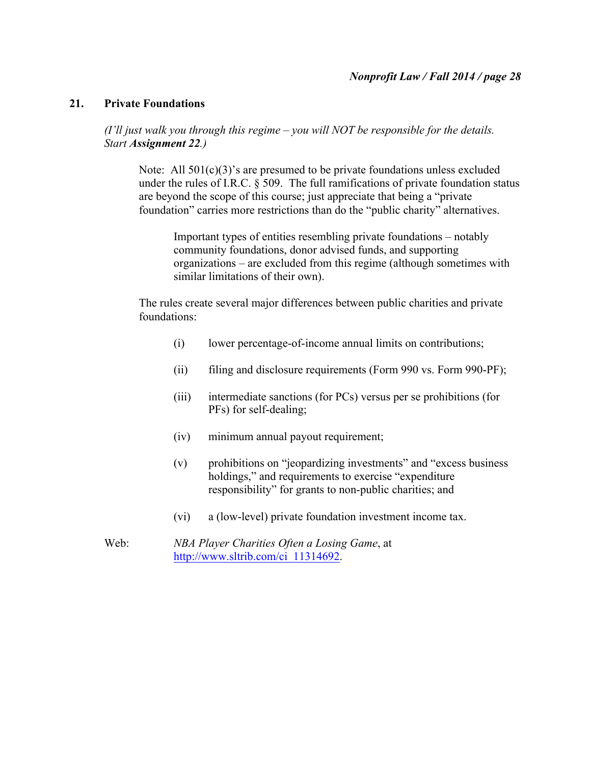## 21. Private Foundations

*(I'll just walk you through this regime – you will NOT be responsible for the details. Start **Assignment 22**.)*

> Note: All 501(c)(3)'s are presumed to be private foundations unless excluded under the rules of I.R.C. § 509. The full ramifications of private foundation status are beyond the scope of this course; just appreciate that being a "private foundation" carries more restrictions than do the "public charity" alternatives.
>
> > Important types of entities resembling private foundations – notably community foundations, donor advised funds, and supporting organizations – are excluded from this regime (although sometimes with similar limitations of their own).
>
> The rules create several major differences between public charities and private foundations:
>
> (i) lower percentage-of-income annual limits on contributions;
>
> (ii) filing and disclosure requirements (Form 990 vs. Form 990-PF);
>
> (iii) intermediate sanctions (for PCs) versus per se prohibitions (for PFs) for self-dealing;
>
> (iv) minimum annual payout requirement;
>
> (v) prohibitions on "jeopardizing investments" and "excess business holdings," and requirements to exercise "expenditure responsibility" for grants to non-public charities; and
>
> (vi) a (low-level) private foundation investment income tax.

Web: *NBA Player Charities Often a Losing Game*, at [http://www.sltrib.com/ci_11314692](http://www.sltrib.com/ci_11314692).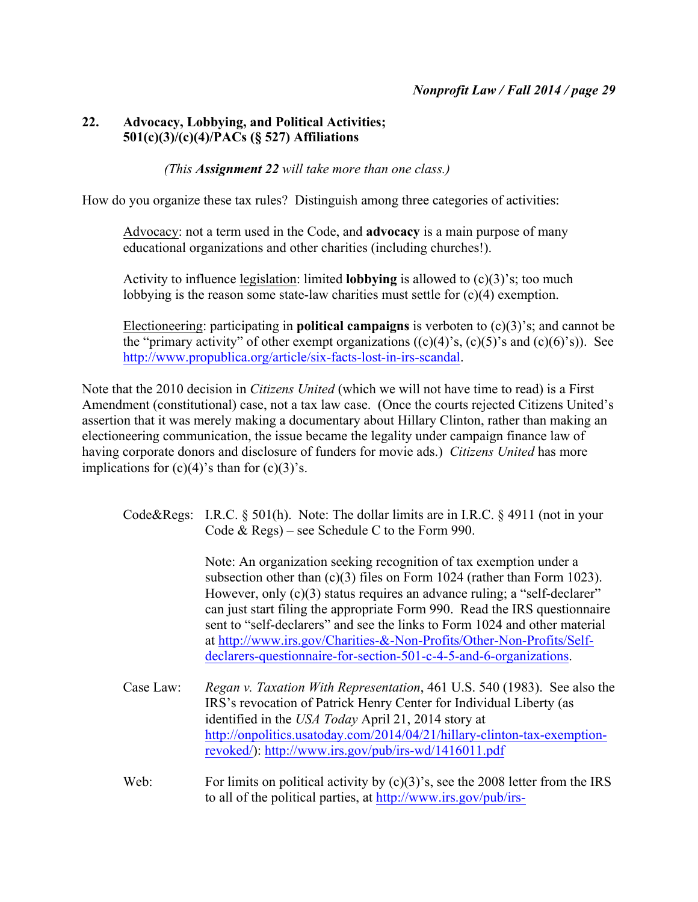## 22. Advocacy, Lobbying, and Political Activities; 501(c)(3)/(c)(4)/PACs (§ 527) Affiliations

*(This **Assignment 22** will take more than one class.)*

How do you organize these tax rules? Distinguish among three categories of activities:

> Advocacy: not a term used in the Code, and **advocacy** is a main purpose of many educational organizations and other charities (including churches!).
>
> Activity to influence legislation: limited **lobbying** is allowed to (c)(3)'s; too much lobbying is the reason some state-law charities must settle for (c)(4) exemption.
>
> Electioneering: participating in **political campaigns** is verboten to (c)(3)'s; and cannot be the "primary activity" of other exempt organizations ((c)(4)'s, (c)(5)'s and (c)(6)'s)). See http://www.propublica.org/article/six-facts-lost-in-irs-scandal.

Note that the 2010 decision in *Citizens United* (which we will not have time to read) is a First Amendment (constitutional) case, not a tax law case. (Once the courts rejected Citizens United's assertion that it was merely making a documentary about Hillary Clinton, rather than making an electioneering communication, the issue became the legality under campaign finance law of having corporate donors and disclosure of funders for movie ads.) *Citizens United* has more implications for (c)(4)'s than for (c)(3)'s.

Code&Regs: I.R.C. § 501(h). Note: The dollar limits are in I.R.C. § 4911 (not in your Code & Regs) – see Schedule C to the Form 990.

Note: An organization seeking recognition of tax exemption under a subsection other than (c)(3) files on Form 1024 (rather than Form 1023). However, only (c)(3) status requires an advance ruling; a "self-declarer" can just start filing the appropriate Form 990. Read the IRS questionnaire sent to "self-declarers" and see the links to Form 1024 and other material at http://www.irs.gov/Charities-&-Non-Profits/Other-Non-Profits/Self-declarers-questionnaire-for-section-501-c-4-5-and-6-organizations.

Case Law: *Regan v. Taxation With Representation*, 461 U.S. 540 (1983). See also the IRS's revocation of Patrick Henry Center for Individual Liberty (as identified in the *USA Today* April 21, 2014 story at http://onpolitics.usatoday.com/2014/04/21/hillary-clinton-tax-exemption-revoked/): http://www.irs.gov/pub/irs-wd/1416011.pdf

Web: For limits on political activity by (c)(3)'s, see the 2008 letter from the IRS to all of the political parties, at http://www.irs.gov/pub/irs-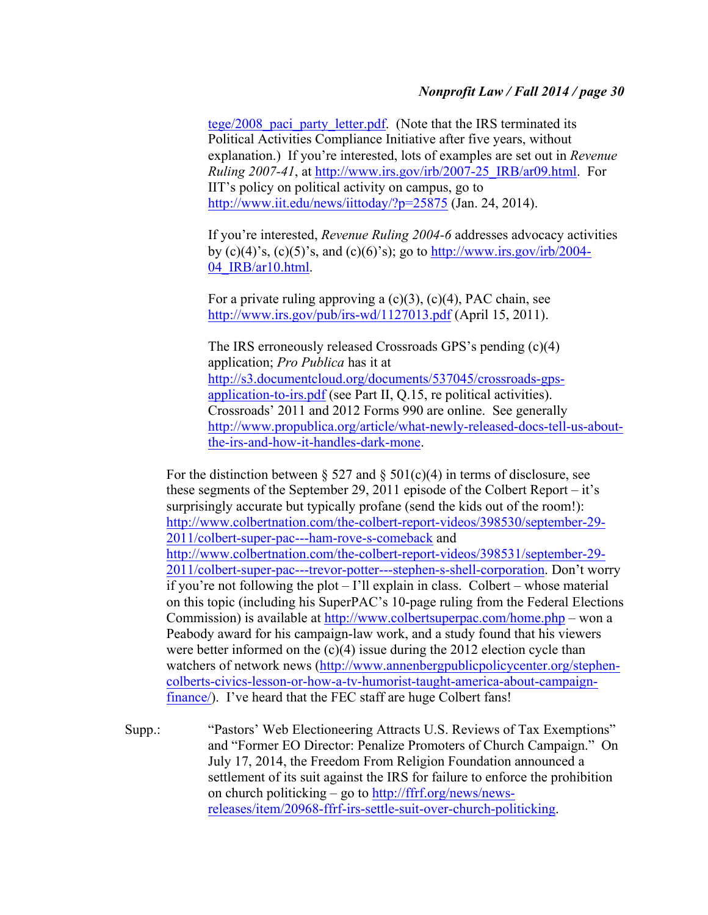tege/2008_paci_party_letter.pdf. (Note that the IRS terminated its Political Activities Compliance Initiative after five years, without explanation.) If you're interested, lots of examples are set out in *Revenue Ruling 2007-41*, at http://www.irs.gov/irb/2007-25_IRB/ar09.html. For IIT's policy on political activity on campus, go to http://www.iit.edu/news/iittoday/?p=25875 (Jan. 24, 2014).

If you're interested, *Revenue Ruling 2004-6* addresses advocacy activities by (c)(4)'s, (c)(5)'s, and (c)(6)'s); go to http://www.irs.gov/irb/2004-04_IRB/ar10.html.

For a private ruling approving a (c)(3), (c)(4), PAC chain, see http://www.irs.gov/pub/irs-wd/1127013.pdf (April 15, 2011).

The IRS erroneously released Crossroads GPS's pending (c)(4) application; *Pro Publica* has it at http://s3.documentcloud.org/documents/537045/crossroads-gps-application-to-irs.pdf (see Part II, Q.15, re political activities). Crossroads' 2011 and 2012 Forms 990 are online. See generally http://www.propublica.org/article/what-newly-released-docs-tell-us-about-the-irs-and-how-it-handles-dark-mone.

For the distinction between § 527 and § 501(c)(4) in terms of disclosure, see these segments of the September 29, 2011 episode of the Colbert Report – it's surprisingly accurate but typically profane (send the kids out of the room!): http://www.colbertnation.com/the-colbert-report-videos/398530/september-29-2011/colbert-super-pac---ham-rove-s-comeback and http://www.colbertnation.com/the-colbert-report-videos/398531/september-29-2011/colbert-super-pac---trevor-potter---stephen-s-shell-corporation. Don't worry if you're not following the plot – I'll explain in class. Colbert – whose material on this topic (including his SuperPAC's 10-page ruling from the Federal Elections Commission) is available at http://www.colbertsuperpac.com/home.php – won a Peabody award for his campaign-law work, and a study found that his viewers were better informed on the (c)(4) issue during the 2012 election cycle than watchers of network news (http://www.annenbergpublicpolicycenter.org/stephen-colberts-civics-lesson-or-how-a-tv-humorist-taught-america-about-campaign-finance/). I've heard that the FEC staff are huge Colbert fans!

Supp.: "Pastors' Web Electioneering Attracts U.S. Reviews of Tax Exemptions" and "Former EO Director: Penalize Promoters of Church Campaign." On July 17, 2014, the Freedom From Religion Foundation announced a settlement of its suit against the IRS for failure to enforce the prohibition on church politicking – go to http://ffrf.org/news/news-releases/item/20968-ffrf-irs-settle-suit-over-church-politicking.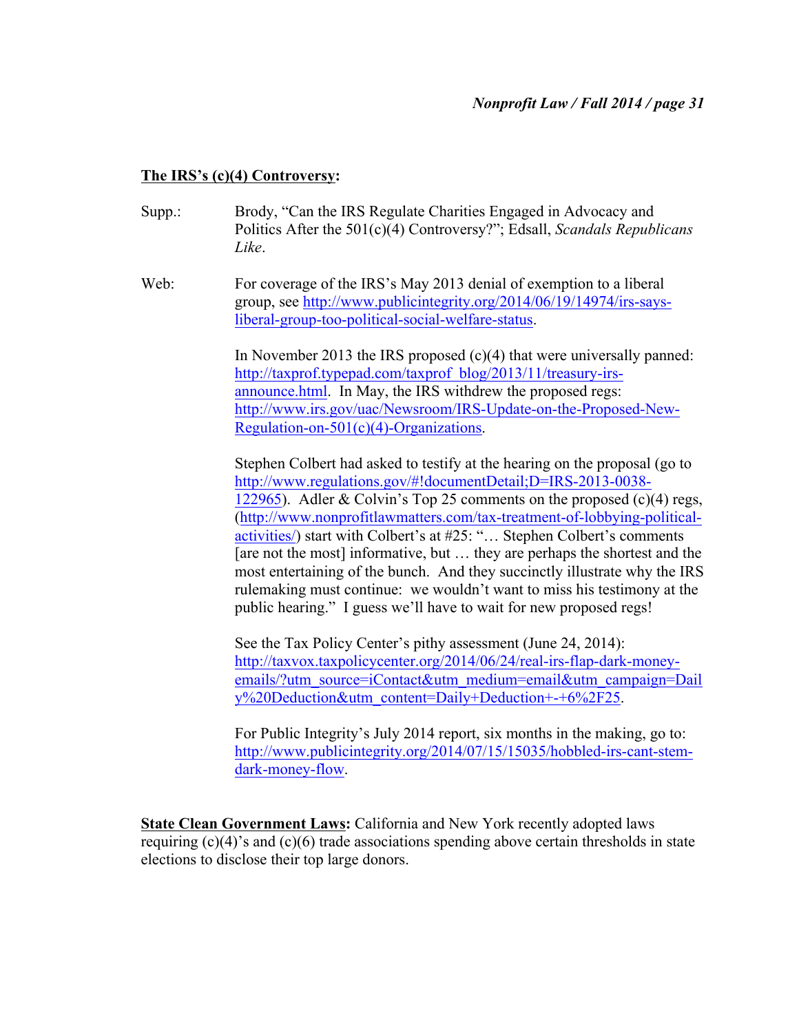**The IRS's (c)(4) Controversy:**

Supp.: Brody, "Can the IRS Regulate Charities Engaged in Advocacy and Politics After the 501(c)(4) Controversy?"; Edsall, *Scandals Republicans Like*.

Web: For coverage of the IRS's May 2013 denial of exemption to a liberal group, see http://www.publicintegrity.org/2014/06/19/14974/irs-says-liberal-group-too-political-social-welfare-status.

In November 2013 the IRS proposed (c)(4) that were universally panned: http://taxprof.typepad.com/taxprof_blog/2013/11/treasury-irs-announce.html. In May, the IRS withdrew the proposed regs: http://www.irs.gov/uac/Newsroom/IRS-Update-on-the-Proposed-New-Regulation-on-501(c)(4)-Organizations.

Stephen Colbert had asked to testify at the hearing on the proposal (go to http://www.regulations.gov/#!documentDetail;D=IRS-2013-0038-122965). Adler & Colvin's Top 25 comments on the proposed (c)(4) regs, (http://www.nonprofitlawmatters.com/tax-treatment-of-lobbying-political-activities/) start with Colbert's at #25: "… Stephen Colbert's comments [are not the most] informative, but … they are perhaps the shortest and the most entertaining of the bunch. And they succinctly illustrate why the IRS rulemaking must continue: we wouldn't want to miss his testimony at the public hearing." I guess we'll have to wait for new proposed regs!

See the Tax Policy Center's pithy assessment (June 24, 2014): http://taxvox.taxpolicycenter.org/2014/06/24/real-irs-flap-dark-money-emails/?utm_source=iContact&utm_medium=email&utm_campaign=Daily%20Deduction&utm_content=Daily+Deduction+-+6%2F25.

For Public Integrity's July 2014 report, six months in the making, go to: http://www.publicintegrity.org/2014/07/15/15035/hobbled-irs-cant-stem-dark-money-flow.

**State Clean Government Laws:** California and New York recently adopted laws requiring (c)(4)'s and (c)(6) trade associations spending above certain thresholds in state elections to disclose their top large donors.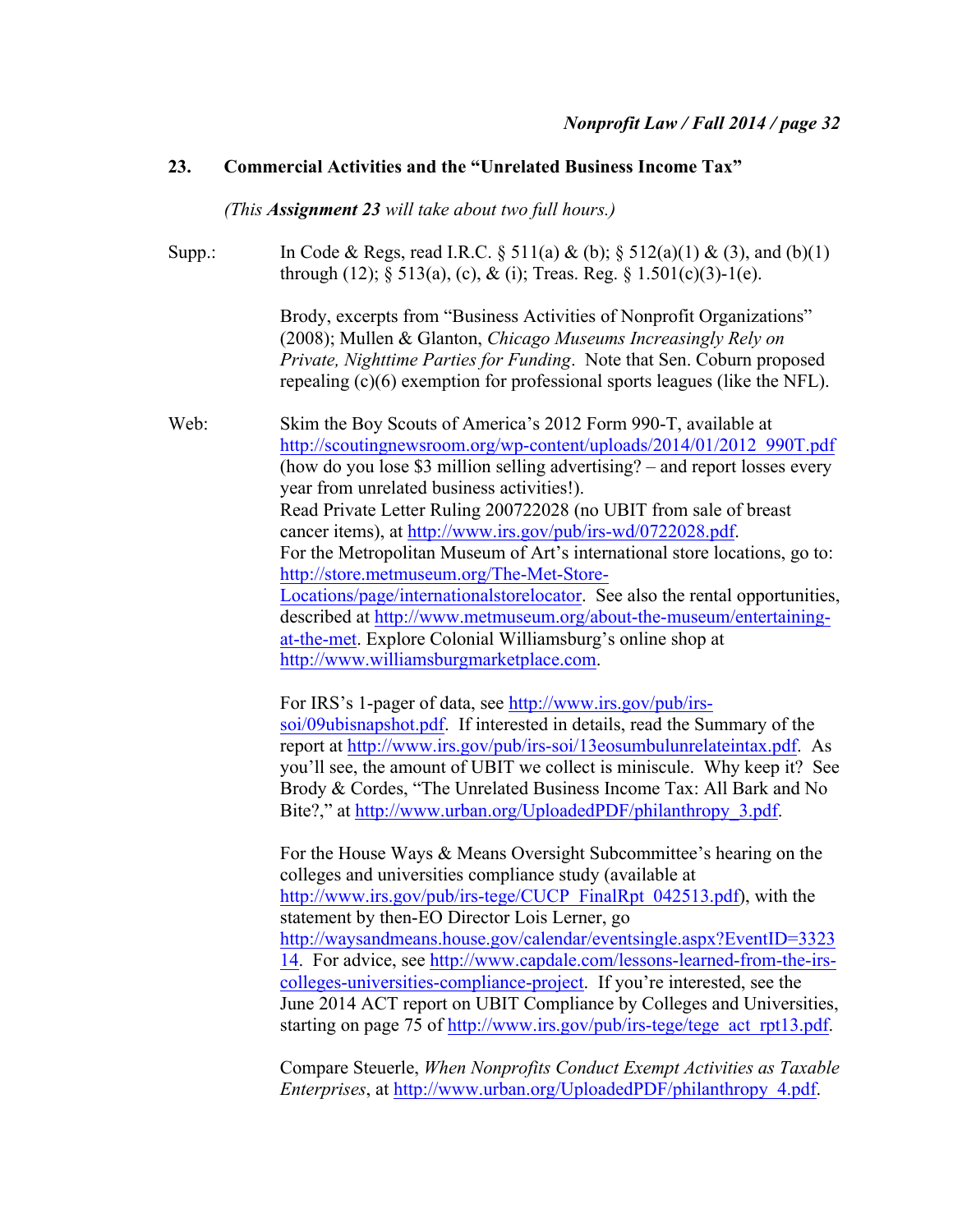## 23. Commercial Activities and the "Unrelated Business Income Tax"

*(This **Assignment 23** will take about two full hours.)*

**Supp.:** In Code & Regs, read I.R.C. § 511(a) & (b); § 512(a)(1) & (3), and (b)(1) through (12); § 513(a), (c), & (i); Treas. Reg. § 1.501(c)(3)-1(e).

Brody, excerpts from "Business Activities of Nonprofit Organizations" (2008); Mullen & Glanton, *Chicago Museums Increasingly Rely on Private, Nighttime Parties for Funding*. Note that Sen. Coburn proposed repealing (c)(6) exemption for professional sports leagues (like the NFL).

**Web:** Skim the Boy Scouts of America's 2012 Form 990-T, available at http://scoutingnewsroom.org/wp-content/uploads/2014/01/2012_990T.pdf (how do you lose $3 million selling advertising? – and report losses every year from unrelated business activities!).
Read Private Letter Ruling 200722028 (no UBIT from sale of breast cancer items), at http://www.irs.gov/pub/irs-wd/0722028.pdf.
For the Metropolitan Museum of Art's international store locations, go to: http://store.metmuseum.org/The-Met-Store-Locations/page/internationalstorelocator. See also the rental opportunities, described at http://www.metmuseum.org/about-the-museum/entertaining-at-the-met. Explore Colonial Williamsburg's online shop at http://www.williamsburgmarketplace.com.

For IRS's 1-pager of data, see http://www.irs.gov/pub/irs-soi/09ubisnapshot.pdf. If interested in details, read the Summary of the report at http://www.irs.gov/pub/irs-soi/13eosumbulunrelateintax.pdf. As you'll see, the amount of UBIT we collect is miniscule. Why keep it? See Brody & Cordes, "The Unrelated Business Income Tax: All Bark and No Bite?," at http://www.urban.org/UploadedPDF/philanthropy_3.pdf.

For the House Ways & Means Oversight Subcommittee's hearing on the colleges and universities compliance study (available at http://www.irs.gov/pub/irs-tege/CUCP_FinalRpt_042513.pdf), with the statement by then-EO Director Lois Lerner, go http://waysandmeans.house.gov/calendar/eventsingle.aspx?EventID=332314. For advice, see http://www.capdale.com/lessons-learned-from-the-irs-colleges-universities-compliance-project. If you're interested, see the June 2014 ACT report on UBIT Compliance by Colleges and Universities, starting on page 75 of http://www.irs.gov/pub/irs-tege/tege_act_rpt13.pdf.

Compare Steuerle, *When Nonprofits Conduct Exempt Activities as Taxable Enterprises*, at http://www.urban.org/UploadedPDF/philanthropy_4.pdf.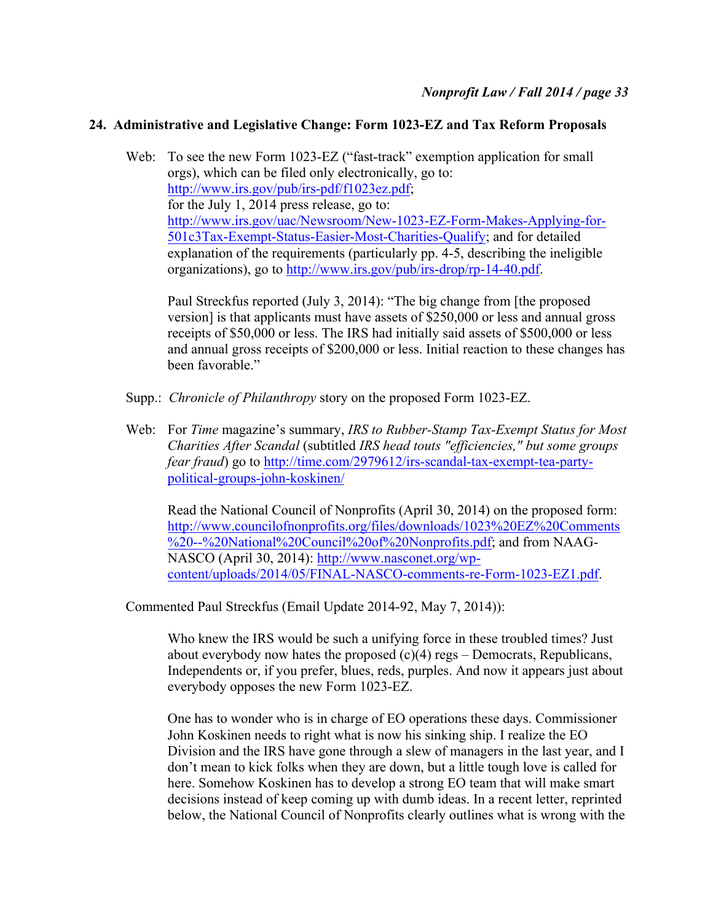## 24. Administrative and Legislative Change: Form 1023-EZ and Tax Reform Proposals

Web: To see the new Form 1023-EZ ("fast-track" exemption application for small orgs), which can be filed only electronically, go to: http://www.irs.gov/pub/irs-pdf/f1023ez.pdf; for the July 1, 2014 press release, go to: http://www.irs.gov/uac/Newsroom/New-1023-EZ-Form-Makes-Applying-for-501c3Tax-Exempt-Status-Easier-Most-Charities-Qualify; and for detailed explanation of the requirements (particularly pp. 4-5, describing the ineligible organizations), go to http://www.irs.gov/pub/irs-drop/rp-14-40.pdf.

Paul Streckfus reported (July 3, 2014): "The big change from [the proposed version] is that applicants must have assets of $250,000 or less and annual gross receipts of $50,000 or less. The IRS had initially said assets of $500,000 or less and annual gross receipts of $200,000 or less. Initial reaction to these changes has been favorable."

Supp.: *Chronicle of Philanthropy* story on the proposed Form 1023-EZ.

Web: For *Time* magazine's summary, *IRS to Rubber-Stamp Tax-Exempt Status for Most Charities After Scandal* (subtitled *IRS head touts "efficiencies," but some groups fear fraud*) go to http://time.com/2979612/irs-scandal-tax-exempt-tea-party-political-groups-john-koskinen/

Read the National Council of Nonprofits (April 30, 2014) on the proposed form: http://www.councilofnonprofits.org/files/downloads/1023%20EZ%20Comments%20--%20National%20Council%20of%20Nonprofits.pdf; and from NAAG-NASCO (April 30, 2014): http://www.nasconet.org/wp-content/uploads/2014/05/FINAL-NASCO-comments-re-Form-1023-EZ1.pdf.

Commented Paul Streckfus (Email Update 2014-92, May 7, 2014)):

> Who knew the IRS would be such a unifying force in these troubled times? Just about everybody now hates the proposed (c)(4) regs – Democrats, Republicans, Independents or, if you prefer, blues, reds, purples. And now it appears just about everybody opposes the new Form 1023-EZ.
>
> One has to wonder who is in charge of EO operations these days. Commissioner John Koskinen needs to right what is now his sinking ship. I realize the EO Division and the IRS have gone through a slew of managers in the last year, and I don't mean to kick folks when they are down, but a little tough love is called for here. Somehow Koskinen has to develop a strong EO team that will make smart decisions instead of keep coming up with dumb ideas. In a recent letter, reprinted below, the National Council of Nonprofits clearly outlines what is wrong with the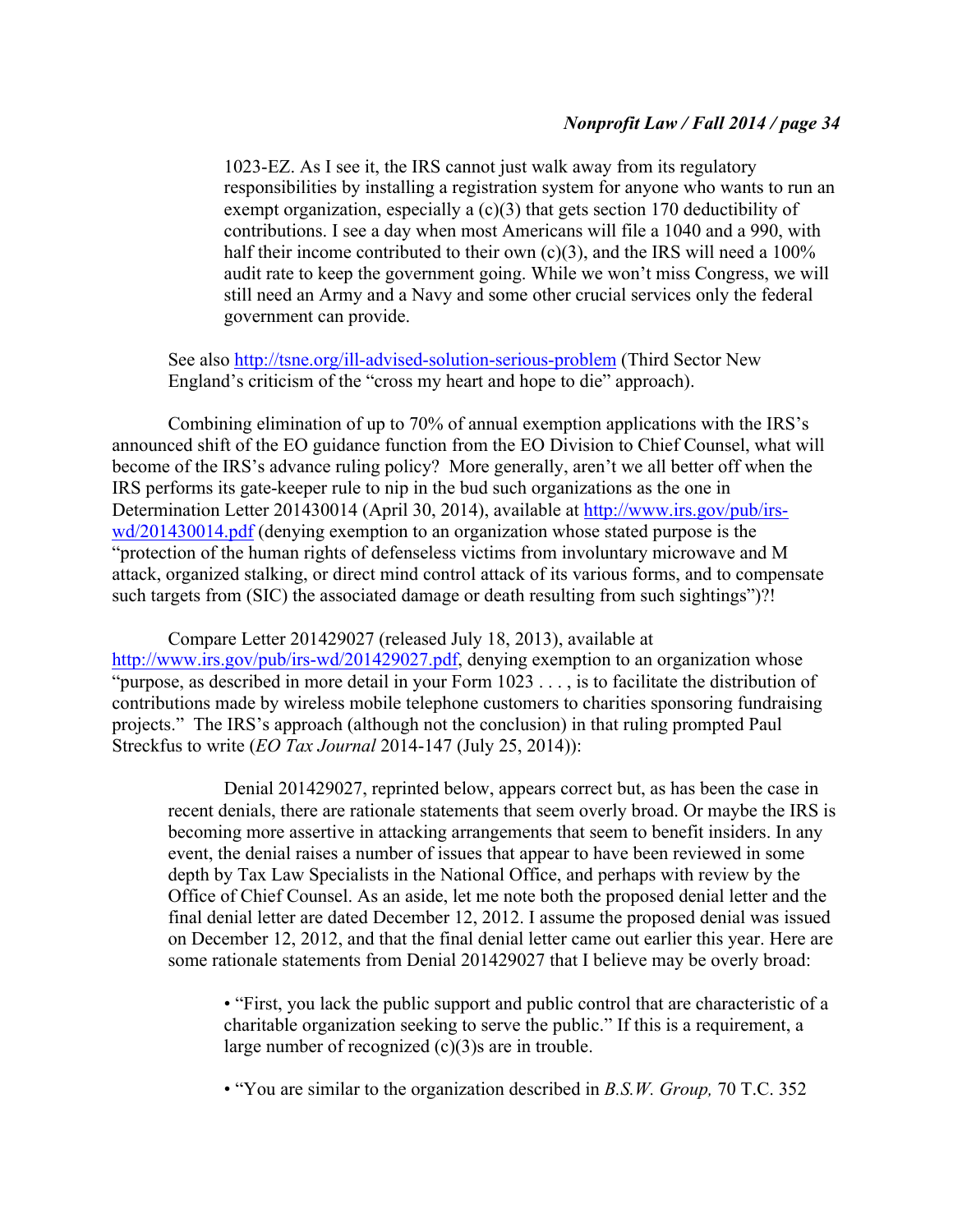1023-EZ. As I see it, the IRS cannot just walk away from its regulatory responsibilities by installing a registration system for anyone who wants to run an exempt organization, especially a (c)(3) that gets section 170 deductibility of contributions. I see a day when most Americans will file a 1040 and a 990, with half their income contributed to their own (c)(3), and the IRS will need a 100% audit rate to keep the government going. While we won't miss Congress, we will still need an Army and a Navy and some other crucial services only the federal government can provide.

See also [http://tsne.org/ill-advised-solution-serious-problem](http://tsne.org/ill-advised-solution-serious-problem) (Third Sector New England's criticism of the "cross my heart and hope to die" approach).

Combining elimination of up to 70% of annual exemption applications with the IRS's announced shift of the EO guidance function from the EO Division to Chief Counsel, what will become of the IRS's advance ruling policy? More generally, aren't we all better off when the IRS performs its gate-keeper rule to nip in the bud such organizations as the one in Determination Letter 201430014 (April 30, 2014), available at [http://www.irs.gov/pub/irs-wd/201430014.pdf](http://www.irs.gov/pub/irs-wd/201430014.pdf) (denying exemption to an organization whose stated purpose is the "protection of the human rights of defenseless victims from involuntary microwave and M attack, organized stalking, or direct mind control attack of its various forms, and to compensate such targets from (SIC) the associated damage or death resulting from such sightings")?!

Compare Letter 201429027 (released July 18, 2013), available at [http://www.irs.gov/pub/irs-wd/201429027.pdf](http://www.irs.gov/pub/irs-wd/201429027.pdf), denying exemption to an organization whose "purpose, as described in more detail in your Form 1023 . . . , is to facilitate the distribution of contributions made by wireless mobile telephone customers to charities sponsoring fundraising projects." The IRS's approach (although not the conclusion) in that ruling prompted Paul Streckfus to write (*EO Tax Journal* 2014-147 (July 25, 2014)):

> Denial 201429027, reprinted below, appears correct but, as has been the case in recent denials, there are rationale statements that seem overly broad. Or maybe the IRS is becoming more assertive in attacking arrangements that seem to benefit insiders. In any event, the denial raises a number of issues that appear to have been reviewed in some depth by Tax Law Specialists in the National Office, and perhaps with review by the Office of Chief Counsel. As an aside, let me note both the proposed denial letter and the final denial letter are dated December 12, 2012. I assume the proposed denial was issued on December 12, 2012, and that the final denial letter came out earlier this year. Here are some rationale statements from Denial 201429027 that I believe may be overly broad:
>
> - "First, you lack the public support and public control that are characteristic of a charitable organization seeking to serve the public." If this is a requirement, a large number of recognized (c)(3)s are in trouble.
>
> - "You are similar to the organization described in *B.S.W. Group,* 70 T.C. 352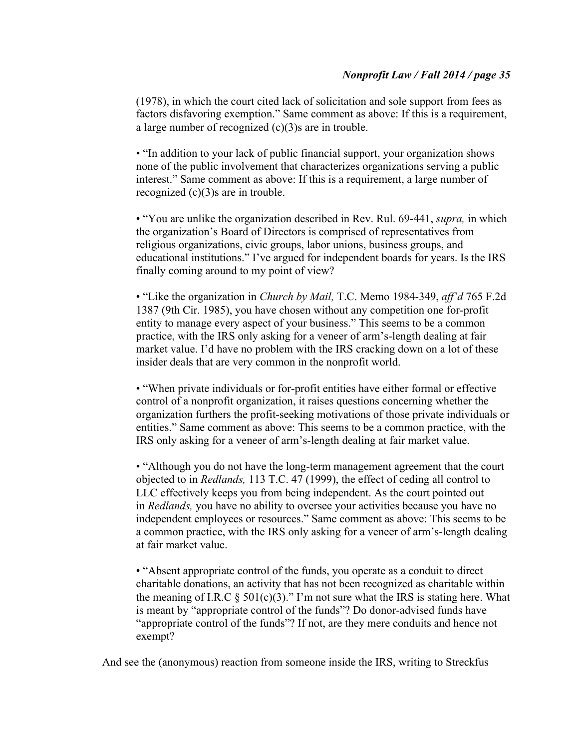(1978), in which the court cited lack of solicitation and sole support from fees as factors disfavoring exemption." Same comment as above: If this is a requirement, a large number of recognized (c)(3)s are in trouble.

- "In addition to your lack of public financial support, your organization shows none of the public involvement that characterizes organizations serving a public interest." Same comment as above: If this is a requirement, a large number of recognized (c)(3)s are in trouble.

- "You are unlike the organization described in Rev. Rul. 69-441, *supra,* in which the organization's Board of Directors is comprised of representatives from religious organizations, civic groups, labor unions, business groups, and educational institutions." I've argued for independent boards for years. Is the IRS finally coming around to my point of view?

- "Like the organization in *Church by Mail,* T.C. Memo 1984-349, *aff'd* 765 F.2d 1387 (9th Cir. 1985), you have chosen without any competition one for-profit entity to manage every aspect of your business." This seems to be a common practice, with the IRS only asking for a veneer of arm's-length dealing at fair market value. I'd have no problem with the IRS cracking down on a lot of these insider deals that are very common in the nonprofit world.

- "When private individuals or for-profit entities have either formal or effective control of a nonprofit organization, it raises questions concerning whether the organization furthers the profit-seeking motivations of those private individuals or entities." Same comment as above: This seems to be a common practice, with the IRS only asking for a veneer of arm's-length dealing at fair market value.

- "Although you do not have the long-term management agreement that the court objected to in *Redlands,* 113 T.C. 47 (1999), the effect of ceding all control to LLC effectively keeps you from being independent. As the court pointed out in *Redlands,* you have no ability to oversee your activities because you have no independent employees or resources." Same comment as above: This seems to be a common practice, with the IRS only asking for a veneer of arm's-length dealing at fair market value.

- "Absent appropriate control of the funds, you operate as a conduit to direct charitable donations, an activity that has not been recognized as charitable within the meaning of I.R.C § 501(c)(3)." I'm not sure what the IRS is stating here. What is meant by "appropriate control of the funds"? Do donor-advised funds have "appropriate control of the funds"? If not, are they mere conduits and hence not exempt?

And see the (anonymous) reaction from someone inside the IRS, writing to Streckfus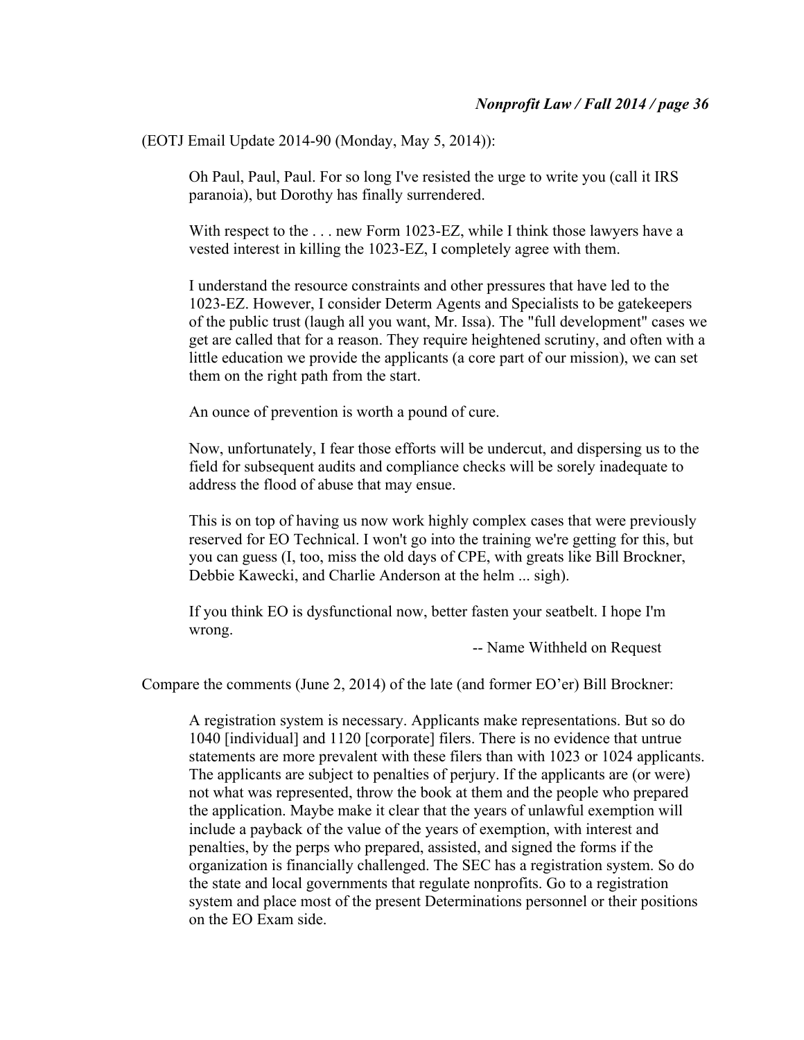(EOTJ Email Update 2014-90 (Monday, May 5, 2014)):

> Oh Paul, Paul, Paul. For so long I've resisted the urge to write you (call it IRS paranoia), but Dorothy has finally surrendered.
>
> With respect to the . . . new Form 1023-EZ, while I think those lawyers have a vested interest in killing the 1023-EZ, I completely agree with them.
>
> I understand the resource constraints and other pressures that have led to the 1023-EZ. However, I consider Determ Agents and Specialists to be gatekeepers of the public trust (laugh all you want, Mr. Issa). The "full development" cases we get are called that for a reason. They require heightened scrutiny, and often with a little education we provide the applicants (a core part of our mission), we can set them on the right path from the start.
>
> An ounce of prevention is worth a pound of cure.
>
> Now, unfortunately, I fear those efforts will be undercut, and dispersing us to the field for subsequent audits and compliance checks will be sorely inadequate to address the flood of abuse that may ensue.
>
> This is on top of having us now work highly complex cases that were previously reserved for EO Technical. I won't go into the training we're getting for this, but you can guess (I, too, miss the old days of CPE, with greats like Bill Brockner, Debbie Kawecki, and Charlie Anderson at the helm ... sigh).
>
> If you think EO is dysfunctional now, better fasten your seatbelt. I hope I'm wrong.
>
> -- Name Withheld on Request

Compare the comments (June 2, 2014) of the late (and former EO'er) Bill Brockner:

> A registration system is necessary. Applicants make representations. But so do 1040 [individual] and 1120 [corporate] filers. There is no evidence that untrue statements are more prevalent with these filers than with 1023 or 1024 applicants. The applicants are subject to penalties of perjury. If the applicants are (or were) not what was represented, throw the book at them and the people who prepared the application. Maybe make it clear that the years of unlawful exemption will include a payback of the value of the years of exemption, with interest and penalties, by the perps who prepared, assisted, and signed the forms if the organization is financially challenged. The SEC has a registration system. So do the state and local governments that regulate nonprofits. Go to a registration system and place most of the present Determinations personnel or their positions on the EO Exam side.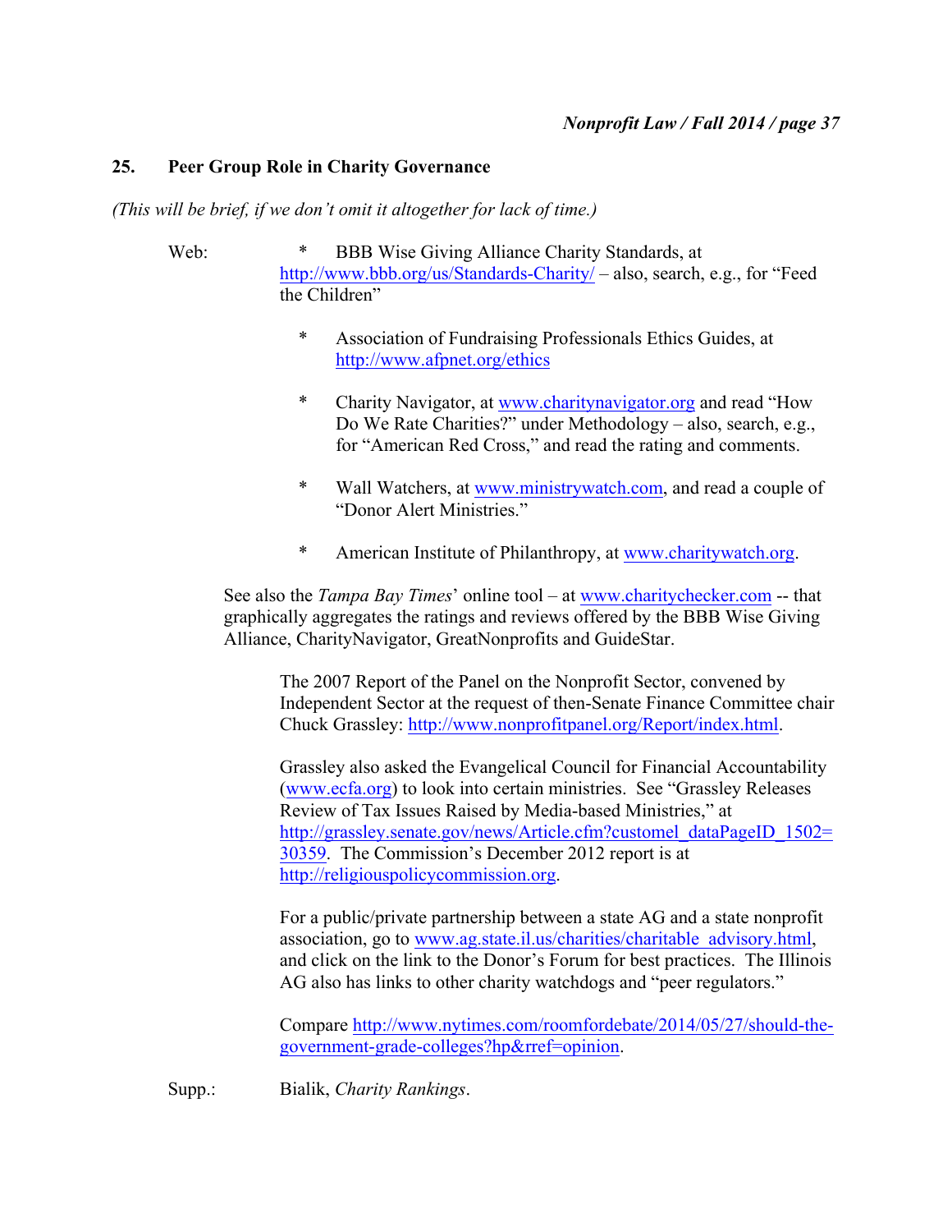## 25. Peer Group Role in Charity Governance

*(This will be brief, if we don't omit it altogether for lack of time.)*

Web:

* BBB Wise Giving Alliance Charity Standards, at http://www.bbb.org/us/Standards-Charity/ – also, search, e.g., for "Feed the Children"

* Association of Fundraising Professionals Ethics Guides, at http://www.afpnet.org/ethics

* Charity Navigator, at www.charitynavigator.org and read "How Do We Rate Charities?" under Methodology – also, search, e.g., for "American Red Cross," and read the rating and comments.

* Wall Watchers, at www.ministrywatch.com, and read a couple of "Donor Alert Ministries."

* American Institute of Philanthropy, at www.charitywatch.org.

See also the *Tampa Bay Times*' online tool – at www.charitychecker.com -- that graphically aggregates the ratings and reviews offered by the BBB Wise Giving Alliance, CharityNavigator, GreatNonprofits and GuideStar.

The 2007 Report of the Panel on the Nonprofit Sector, convened by Independent Sector at the request of then-Senate Finance Committee chair Chuck Grassley: http://www.nonprofitpanel.org/Report/index.html.

Grassley also asked the Evangelical Council for Financial Accountability (www.ecfa.org) to look into certain ministries. See "Grassley Releases Review of Tax Issues Raised by Media-based Ministries," at http://grassley.senate.gov/news/Article.cfm?customel_dataPageID_1502=30359. The Commission's December 2012 report is at http://religiouspolicycommission.org.

For a public/private partnership between a state AG and a state nonprofit association, go to www.ag.state.il.us/charities/charitable_advisory.html, and click on the link to the Donor's Forum for best practices. The Illinois AG also has links to other charity watchdogs and "peer regulators."

Compare http://www.nytimes.com/roomfordebate/2014/05/27/should-the-government-grade-colleges?hp&rref=opinion.

Supp.: Bialik, *Charity Rankings*.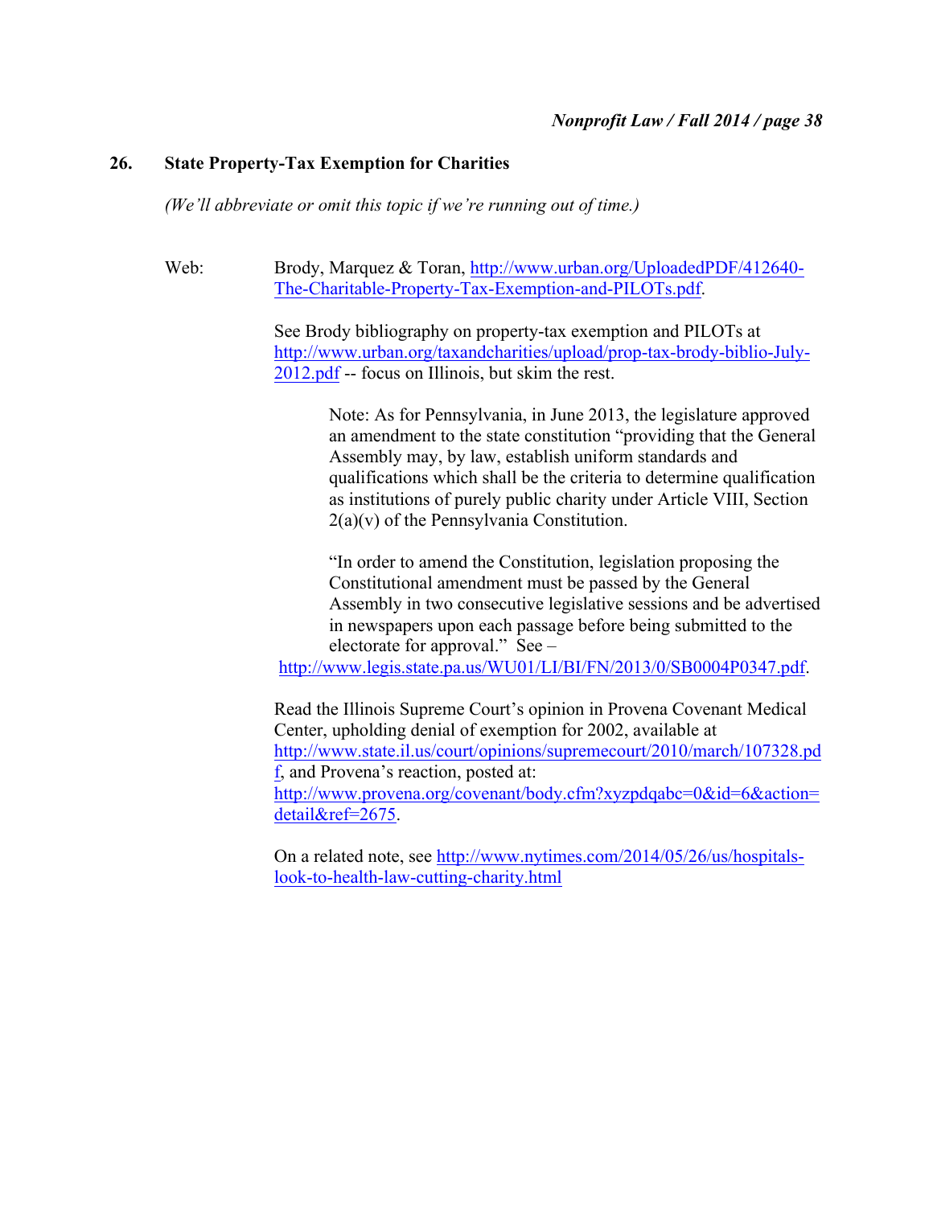## 26. State Property-Tax Exemption for Charities

*(We'll abbreviate or omit this topic if we're running out of time.)*

Web: Brody, Marquez & Toran, http://www.urban.org/UploadedPDF/412640-The-Charitable-Property-Tax-Exemption-and-PILOTs.pdf.

See Brody bibliography on property-tax exemption and PILOTs at http://www.urban.org/taxandcharities/upload/prop-tax-brody-biblio-July-2012.pdf -- focus on Illinois, but skim the rest.

> Note: As for Pennsylvania, in June 2013, the legislature approved an amendment to the state constitution "providing that the General Assembly may, by law, establish uniform standards and qualifications which shall be the criteria to determine qualification as institutions of purely public charity under Article VIII, Section 2(a)(v) of the Pennsylvania Constitution.
>
> "In order to amend the Constitution, legislation proposing the Constitutional amendment must be passed by the General Assembly in two consecutive legislative sessions and be advertised in newspapers upon each passage before being submitted to the electorate for approval." See – http://www.legis.state.pa.us/WU01/LI/BI/FN/2013/0/SB0004P0347.pdf.

Read the Illinois Supreme Court's opinion in Provena Covenant Medical Center, upholding denial of exemption for 2002, available at http://www.state.il.us/court/opinions/supremecourt/2010/march/107328.pdf, and Provena's reaction, posted at: http://www.provena.org/covenant/body.cfm?xyzpdqabc=0&id=6&action=detail&ref=2675.

On a related note, see http://www.nytimes.com/2014/05/26/us/hospitals-look-to-health-law-cutting-charity.html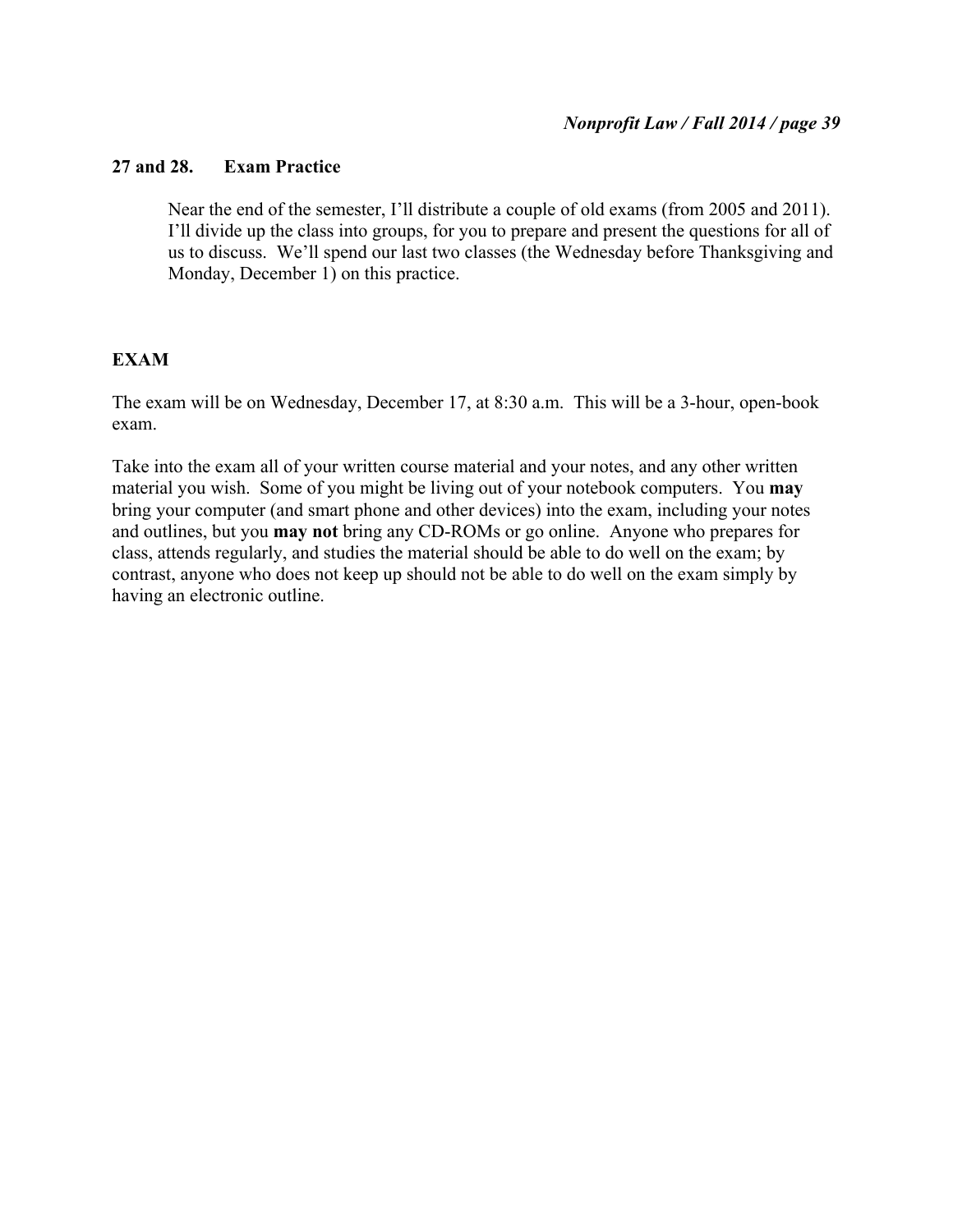**27 and 28. Exam Practice**

Near the end of the semester, I'll distribute a couple of old exams (from 2005 and 2011). I'll divide up the class into groups, for you to prepare and present the questions for all of us to discuss. We'll spend our last two classes (the Wednesday before Thanksgiving and Monday, December 1) on this practice.

**EXAM**

The exam will be on Wednesday, December 17, at 8:30 a.m. This will be a 3-hour, open-book exam.

Take into the exam all of your written course material and your notes, and any other written material you wish. Some of you might be living out of your notebook computers. You **may** bring your computer (and smart phone and other devices) into the exam, including your notes and outlines, but you **may not** bring any CD-ROMs or go online. Anyone who prepares for class, attends regularly, and studies the material should be able to do well on the exam; by contrast, anyone who does not keep up should not be able to do well on the exam simply by having an electronic outline.